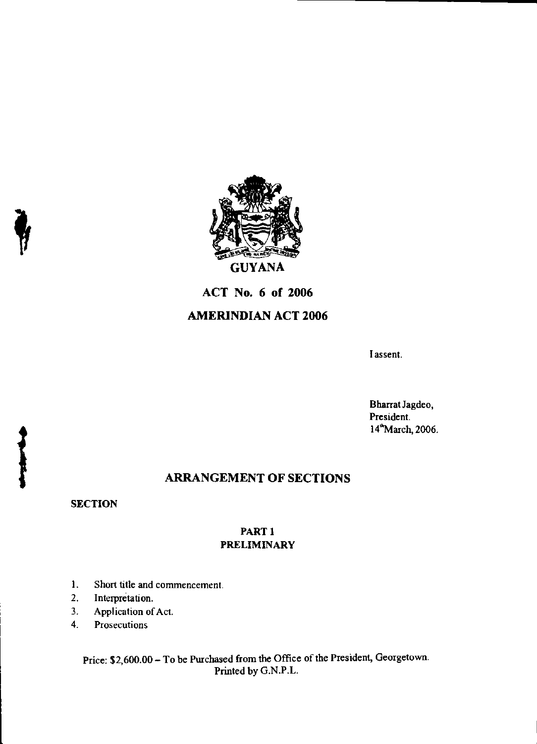# GUYANA

## ACT No. 6 of 2006

## AMERINDIAN ACT 2006

I assent.

Bharrat Jagdeo,
President.
14th March, 2006.

## ARRANGEMENT OF SECTIONS

**SECTION**

### PART 1
### PRELIMINARY

1. Short title and commencement.
2. Interpretation.
3. Application of Act.
4. Prosecutions

Price: $2,600.00 – To be Purchased from the Office of the President, Georgetown.
Printed by G.N.P.L.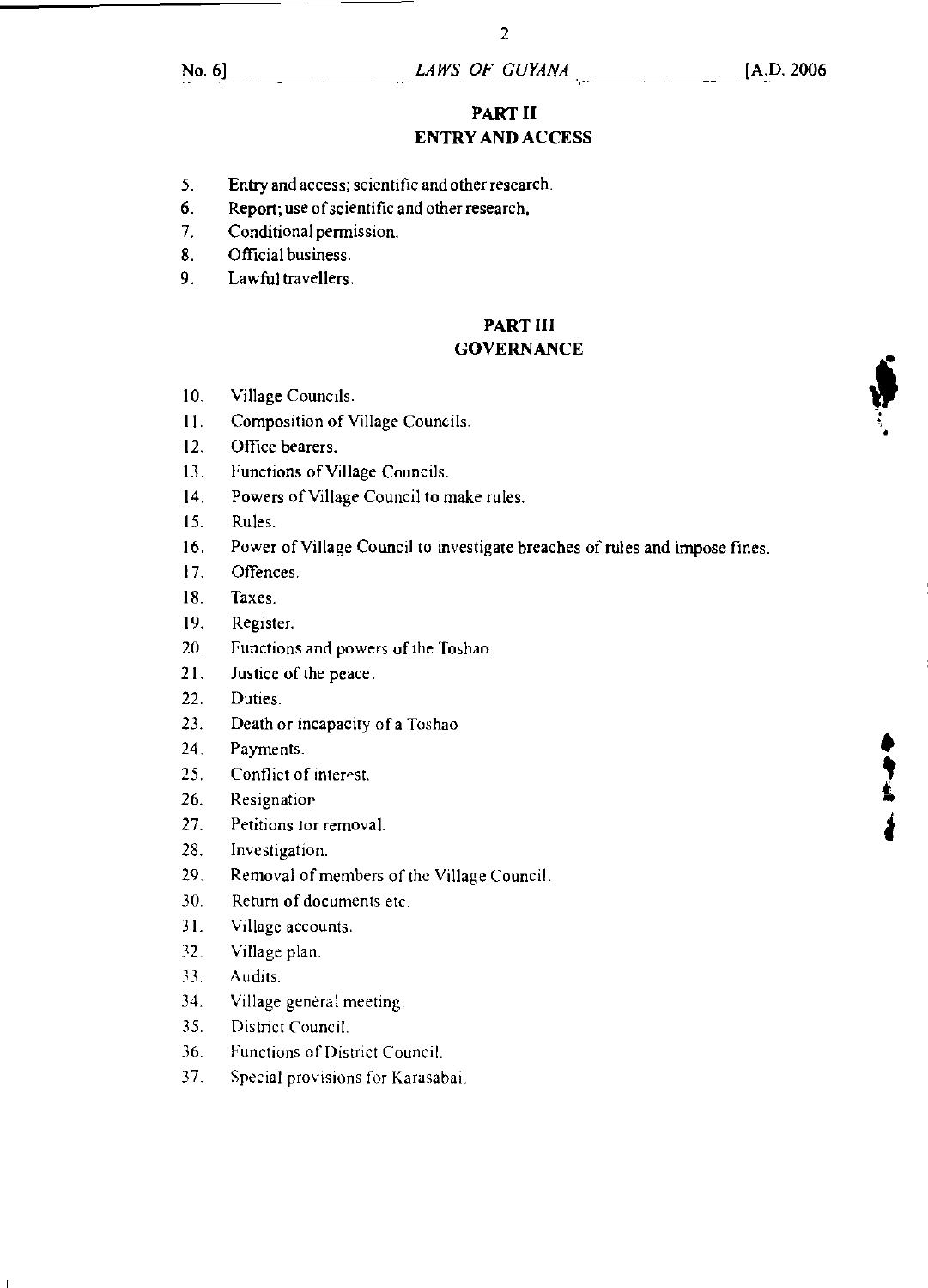## PART II
## ENTRY AND ACCESS

5. Entry and access; scientific and other research.
6. Report; use of scientific and other research.
7. Conditional permission.
8. Official business.
9. Lawful travellers.

## PART III
## GOVERNANCE

10. Village Councils.
11. Composition of Village Councils.
12. Office bearers.
13. Functions of Village Councils.
14. Powers of Village Council to make rules.
15. Rules.
16. Power of Village Council to investigate breaches of rules and impose fines.
17. Offences.
18. Taxes.
19. Register.
20. Functions and powers of the Toshao.
21. Justice of the peace.
22. Duties.
23. Death or incapacity of a Toshao
24. Payments.
25. Conflict of interest.
26. Resignation
27. Petitions for removal.
28. Investigation.
29. Removal of members of the Village Council.
30. Return of documents etc.
31. Village accounts.
32. Village plan.
33. Audits.
34. Village general meeting.
35. District Council.
36. Functions of District Council.
37. Special provisions for Karasabai.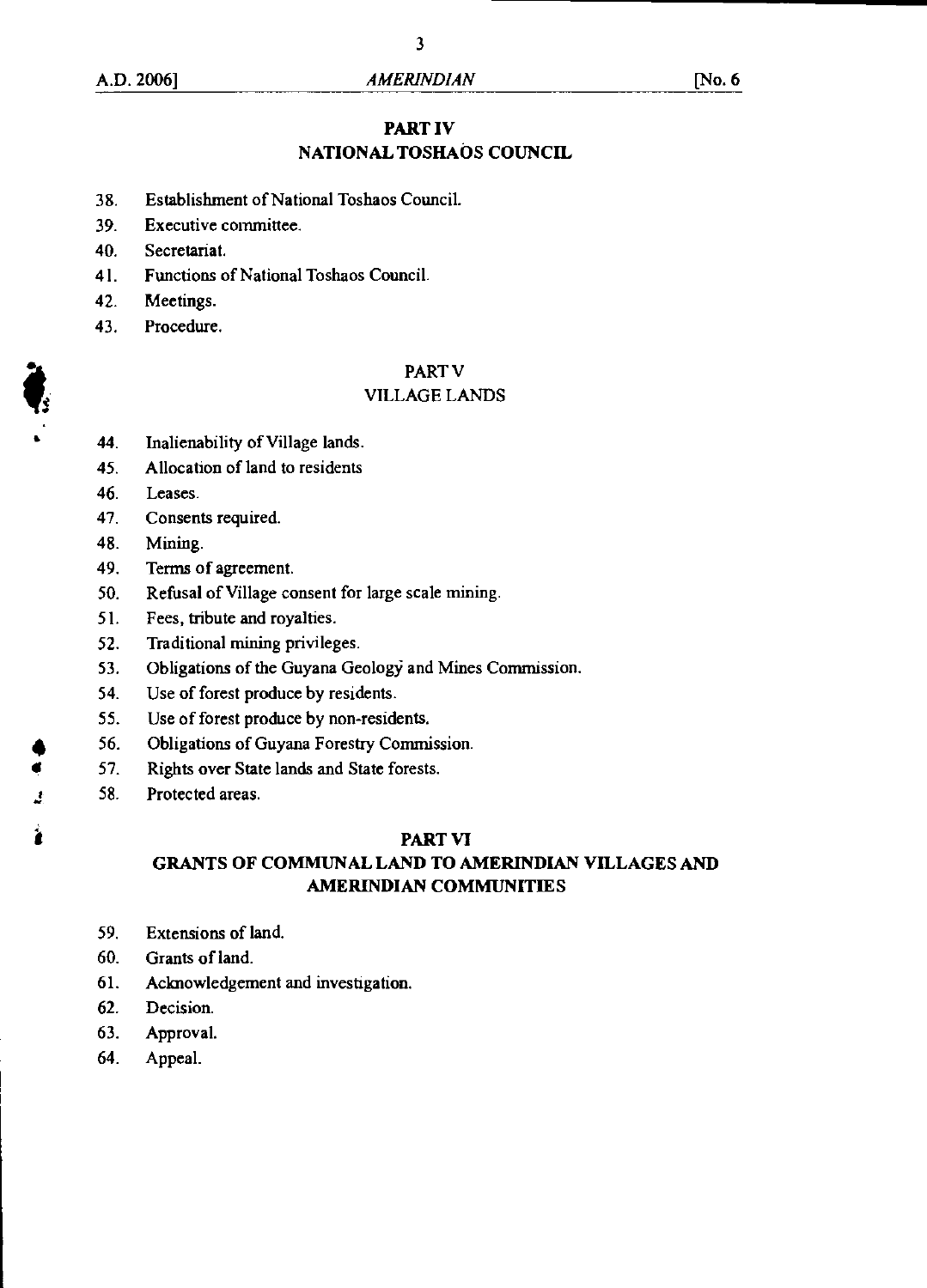## PART IV
## NATIONAL TOSHAOS COUNCIL

38. Establishment of National Toshaos Council.
39. Executive committee.
40. Secretariat.
41. Functions of National Toshaos Council.
42. Meetings.
43. Procedure.

## PART V
## VILLAGE LANDS

44. Inalienability of Village lands.
45. Allocation of land to residents
46. Leases.
47. Consents required.
48. Mining.
49. Terms of agreement.
50. Refusal of Village consent for large scale mining.
51. Fees, tribute and royalties.
52. Traditional mining privileges.
53. Obligations of the Guyana Geology and Mines Commission.
54. Use of forest produce by residents.
55. Use of forest produce by non-residents.
56. Obligations of Guyana Forestry Commission.
57. Rights over State lands and State forests.
58. Protected areas.

## PART VI
## GRANTS OF COMMUNAL LAND TO AMERINDIAN VILLAGES AND AMERINDIAN COMMUNITIES

59. Extensions of land.
60. Grants of land.
61. Acknowledgement and investigation.
62. Decision.
63. Approval.
64. Appeal.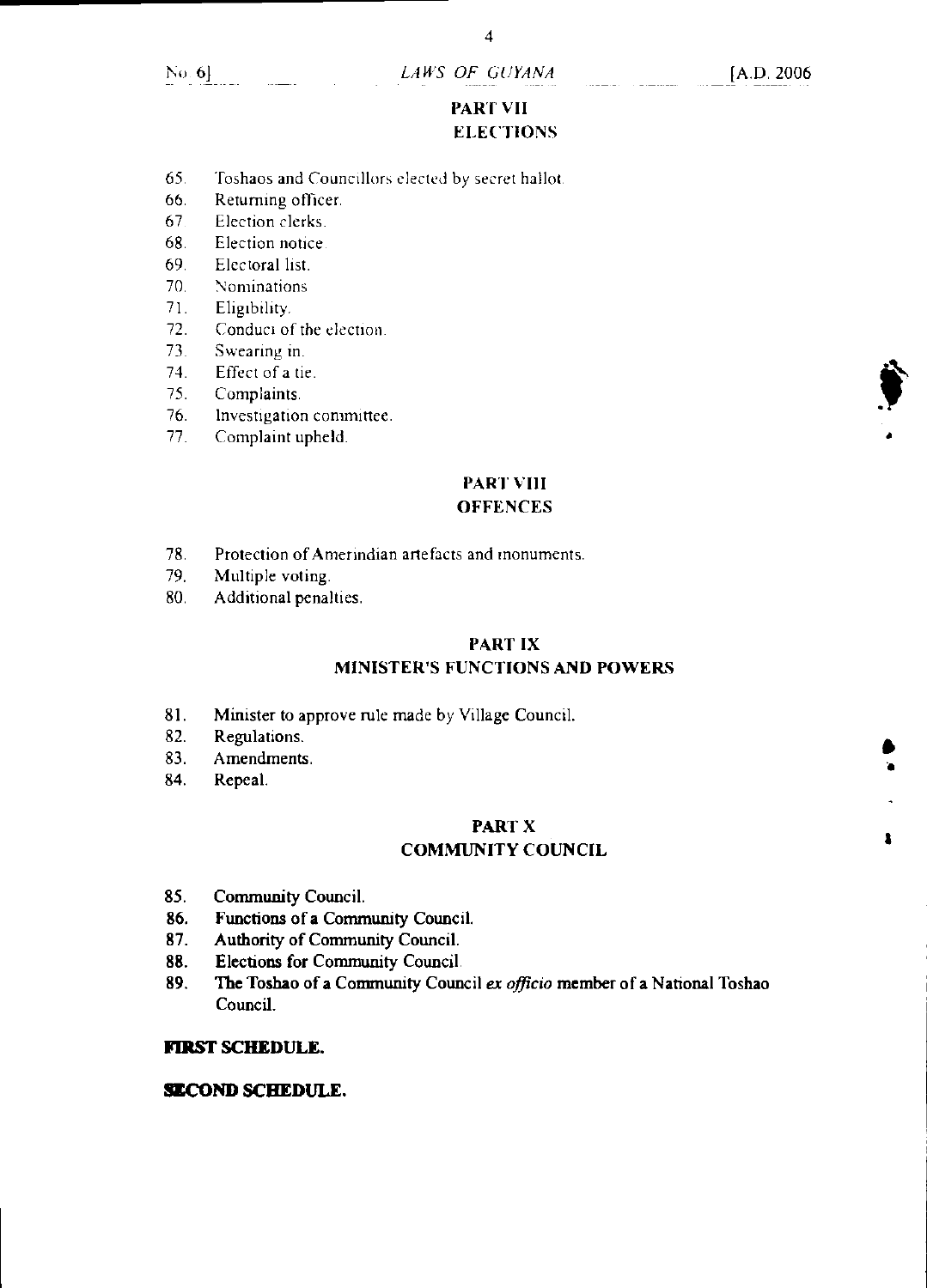## PART VII
## ELECTIONS

65. Toshaos and Councillors elected by secret ballot.
66. Returning officer.
67. Election clerks.
68. Election notice.
69. Electoral list.
70. Nominations.
71. Eligibility.
72. Conduct of the election.
73. Swearing in.
74. Effect of a tie.
75. Complaints.
76. Investigation committee.
77. Complaint upheld.

## PART VIII
## OFFENCES

78. Protection of Amerindian artefacts and monuments.
79. Multiple voting.
80. Additional penalties.

## PART IX
## MINISTER'S FUNCTIONS AND POWERS

81. Minister to approve rule made by Village Council.
82. Regulations.
83. Amendments.
84. Repeal.

## PART X
## COMMUNITY COUNCIL

85. Community Council.
86. Functions of a Community Council.
87. Authority of Community Council.
88. Elections for Community Council.
89. The Toshao of a Community Council *ex officio* member of a National Toshao Council.

**FIRST SCHEDULE.**

**SECOND SCHEDULE.**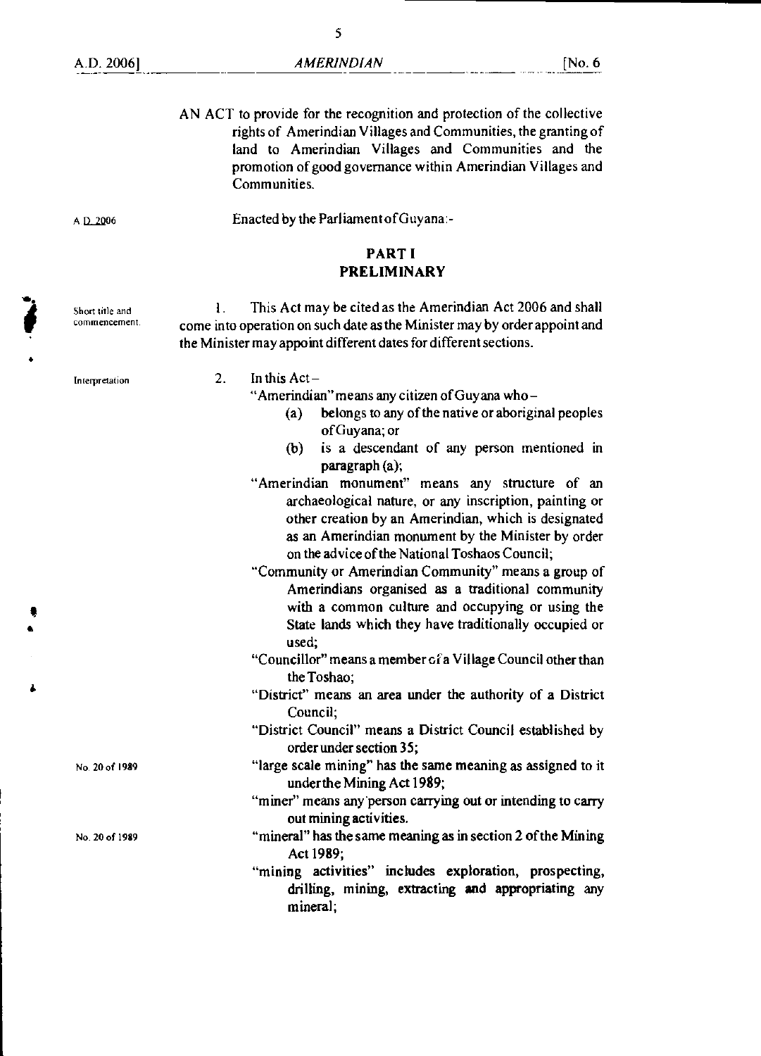AN ACT to provide for the recognition and protection of the collective rights of Amerindian Villages and Communities, the granting of land to Amerindian Villages and Communities and the promotion of good governance within Amerindian Villages and Communities.

A.D. 2006

Enacted by the Parliament of Guyana:-

## PART I
## PRELIMINARY

Short title and commencement.

1. This Act may be cited as the Amerindian Act 2006 and shall come into operation on such date as the Minister may by order appoint and the Minister may appoint different dates for different sections.

Interpretation

2. In this Act –

"Amerindian" means any citizen of Guyana who –

(a) belongs to any of the native or aboriginal peoples of Guyana; or

(b) is a descendant of any person mentioned in paragraph (a);

"Amerindian monument" means any structure of an archaeological nature, or any inscription, painting or other creation by an Amerindian, which is designated as an Amerindian monument by the Minister by order on the advice of the National Toshaos Council;

"Community or Amerindian Community" means a group of Amerindians organised as a traditional community with a common culture and occupying or using the State lands which they have traditionally occupied or used;

"Councillor" means a member of a Village Council other than the Toshao;

"District" means an area under the authority of a District Council;

"District Council" means a District Council established by order under section 35;

No. 20 of 1989

"large scale mining" has the same meaning as assigned to it under the Mining Act 1989;

"miner" means any person carrying out or intending to carry out mining activities.

No. 20 of 1989

"mineral" has the same meaning as in section 2 of the Mining Act 1989;

"mining activities" includes exploration, prospecting, drilling, mining, extracting and appropriating any mineral;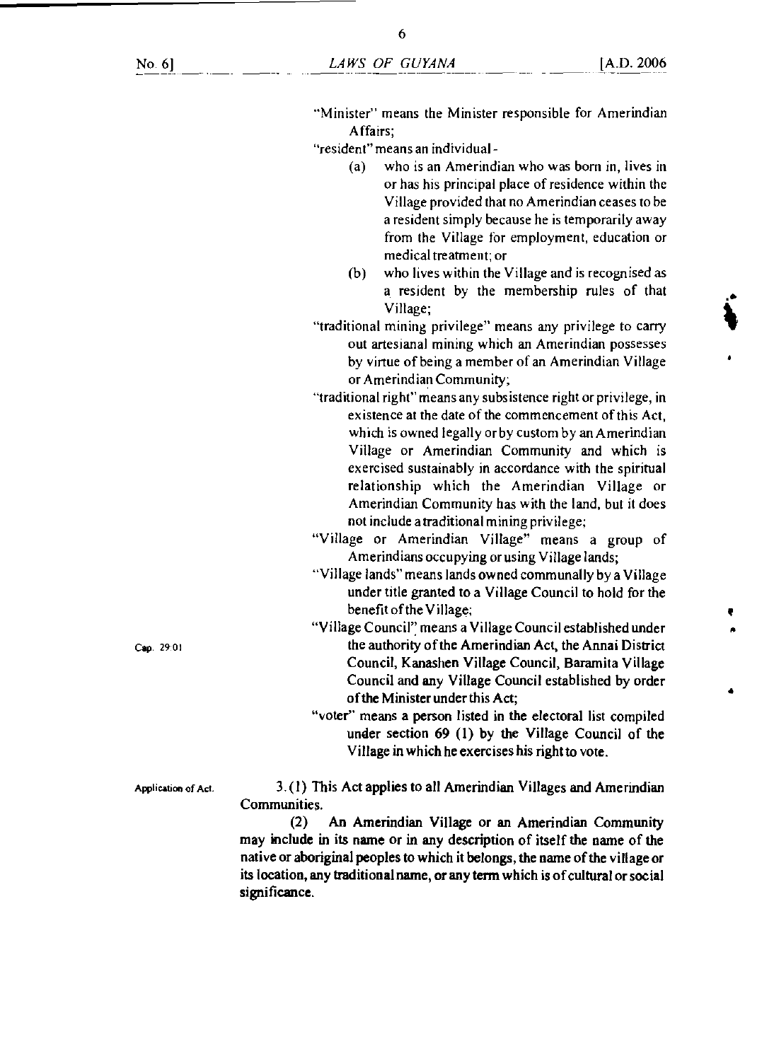"Minister" means the Minister responsible for Amerindian Affairs;

"resident" means an individual -

(a) who is an Amerindian who was born in, lives in or has his principal place of residence within the Village provided that no Amerindian ceases to be a resident simply because he is temporarily away from the Village for employment, education or medical treatment; or

(b) who lives within the Village and is recognised as a resident by the membership rules of that Village;

"traditional mining privilege" means any privilege to carry out artesianal mining which an Amerindian possesses by virtue of being a member of an Amerindian Village or Amerindian Community;

"traditional right" means any subsistence right or privilege, in existence at the date of the commencement of this Act, which is owned legally or by custom by an Amerindian Village or Amerindian Community and which is exercised sustainably in accordance with the spiritual relationship which the Amerindian Village or Amerindian Community has with the land, but it does not include a traditional mining privilege;

"Village or Amerindian Village" means a group of Amerindians occupying or using Village lands;

"Village lands" means lands owned communally by a Village under title granted to a Village Council to hold for the benefit of the Village;

Cap. 29:01

"Village Council" means a Village Council established under the authority of the Amerindian Act, the Annai District Council, Kanashen Village Council, Baramita Village Council and any Village Council established by order of the Minister under this Act;

"voter" means a person listed in the electoral list compiled under section 69 (1) by the Village Council of the Village in which he exercises his right to vote.

Application of Act.

3. (1) This Act applies to all Amerindian Villages and Amerindian Communities.

(2) An Amerindian Village or an Amerindian Community may include in its name or in any description of itself the name of the native or aboriginal peoples to which it belongs, the name of the village or its location, any traditional name, or any term which is of cultural or social significance.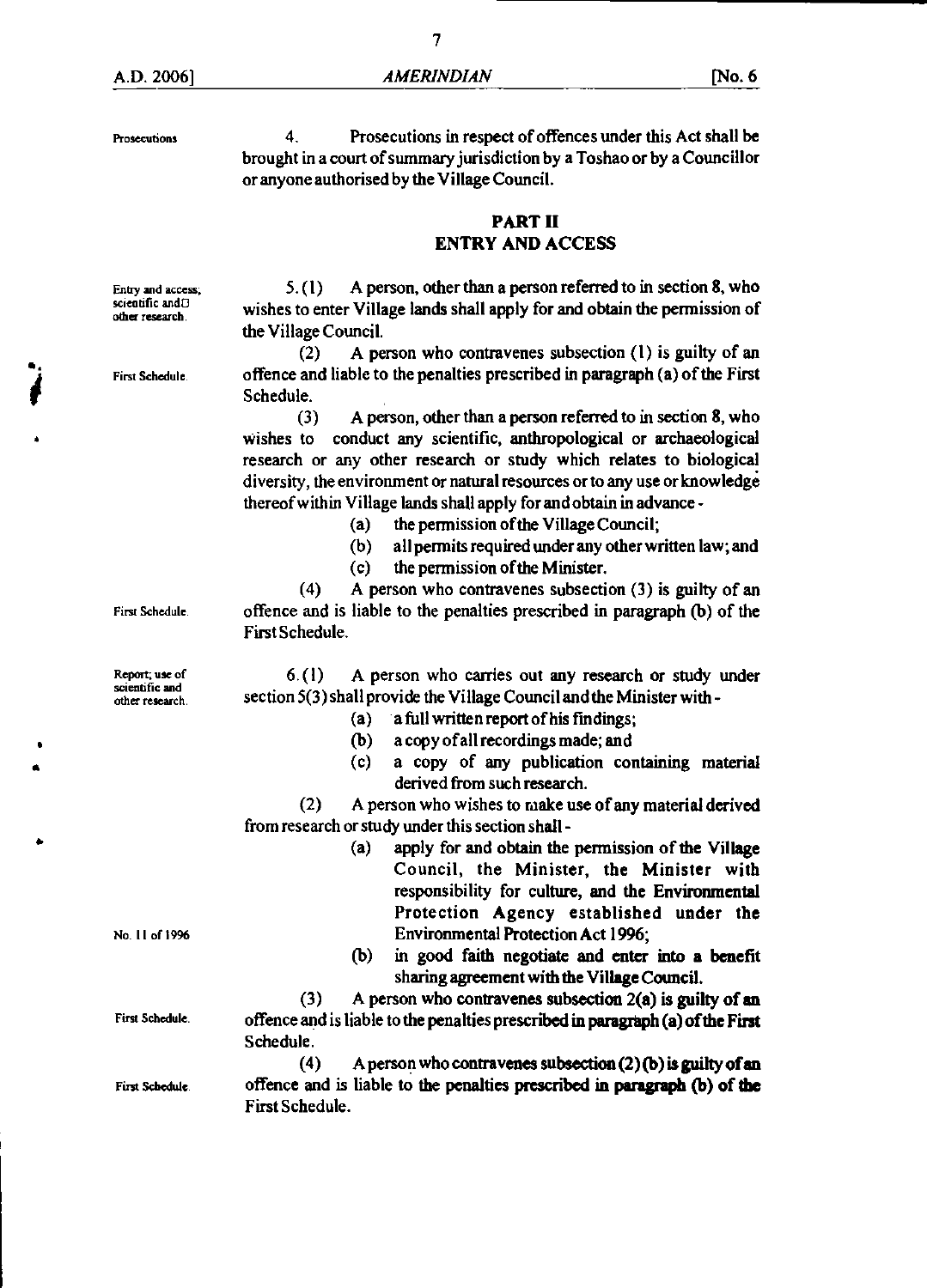Prosecutions

4. Prosecutions in respect of offences under this Act shall be brought in a court of summary jurisdiction by a Toshao or by a Councillor or anyone authorised by the Village Council.

## PART II
## ENTRY AND ACCESS

Entry and access; scientific and other research.

5. (1) A person, other than a person referred to in section 8, who wishes to enter Village lands shall apply for and obtain the permission of the Village Council.

First Schedule.

(2) A person who contravenes subsection (1) is guilty of an offence and liable to the penalties prescribed in paragraph (a) of the First Schedule.

(3) A person, other than a person referred to in section 8, who wishes to conduct any scientific, anthropological or archaeological research or any other research or study which relates to biological diversity, the environment or natural resources or to any use or knowledge thereof within Village lands shall apply for and obtain in advance -

(a) the permission of the Village Council;

(b) all permits required under any other written law; and

(c) the permission of the Minister.

First Schedule.

(4) A person who contravenes subsection (3) is guilty of an offence and is liable to the penalties prescribed in paragraph (b) of the First Schedule.

Report; use of scientific and other research.

6. (1) A person who carries out any research or study under section 5(3) shall provide the Village Council and the Minister with -

(a) a full written report of his findings;

(b) a copy of all recordings made; and

(c) a copy of any publication containing material derived from such research.

(2) A person who wishes to make use of any material derived from research or study under this section shall -

(a) apply for and obtain the permission of the Village Council, the Minister, the Minister with responsibility for culture, and the Environmental Protection Agency established under the Environmental Protection Act 1996;

No. 11 of 1996

(b) in good faith negotiate and enter into a benefit sharing agreement with the Village Council.

First Schedule.

(3) A person who contravenes subsection 2(a) is guilty of an offence and is liable to the penalties prescribed in paragraph (a) of the First Schedule.

First Schedule.

(4) A person who contravenes subsection (2) (b) is guilty of an offence and is liable to the penalties prescribed in paragraph (b) of the First Schedule.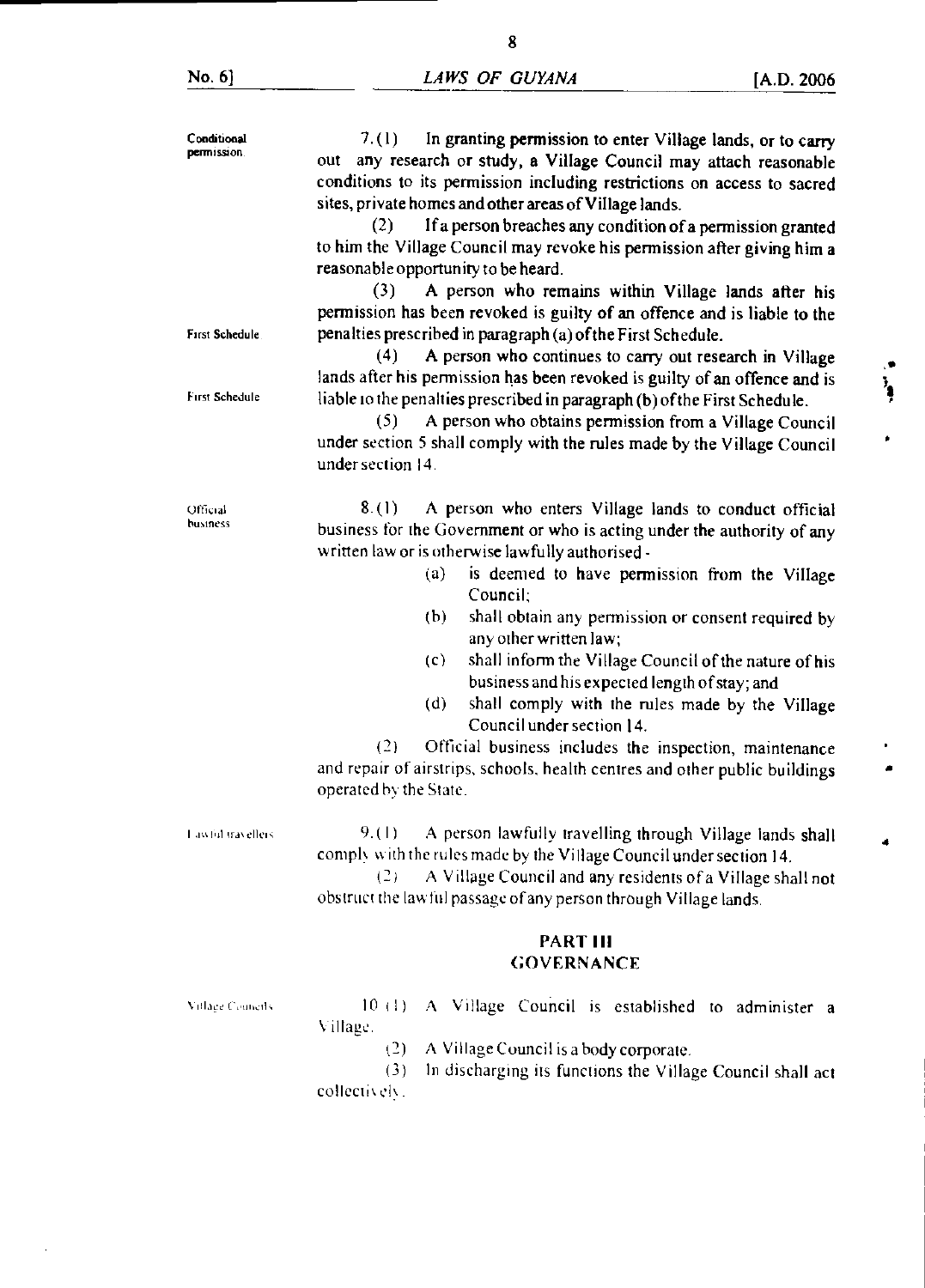**Conditional permission.**

7.(1) In granting permission to enter Village lands, or to carry out any research or study, a Village Council may attach reasonable conditions to its permission including restrictions on access to sacred sites, private homes and other areas of Village lands.

(2) If a person breaches any condition of a permission granted to him the Village Council may revoke his permission after giving him a reasonable opportunity to be heard.

(3) A person who remains within Village lands after his permission has been revoked is guilty of an offence and is liable to the penalties prescribed in paragraph (a) of the First Schedule.

First Schedule

(4) A person who continues to carry out research in Village lands after his permission has been revoked is guilty of an offence and is liable to the penalties prescribed in paragraph (b) of the First Schedule.

First Schedule

(5) A person who obtains permission from a Village Council under section 5 shall comply with the rules made by the Village Council under section 14.

**Official business.**

8.(1) A person who enters Village lands to conduct official business for the Government or who is acting under the authority of any written law or is otherwise lawfully authorised -

(a) is deemed to have permission from the Village Council;

(b) shall obtain any permission or consent required by any other written law;

(c) shall inform the Village Council of the nature of his business and his expected length of stay; and

(d) shall comply with the rules made by the Village Council under section 14.

(2) Official business includes the inspection, maintenance and repair of airstrips, schools, health centres and other public buildings operated by the State.

**Lawful travellers.**

9.(1) A person lawfully travelling through Village lands shall comply with the rules made by the Village Council under section 14.

(2) A Village Council and any residents of a Village shall not obstruct the lawful passage of any person through Village lands.

## PART III
## GOVERNANCE

**Village Councils.**

10.(1) A Village Council is established to administer a Village.

(2) A Village Council is a body corporate.

(3) In discharging its functions the Village Council shall act collectively.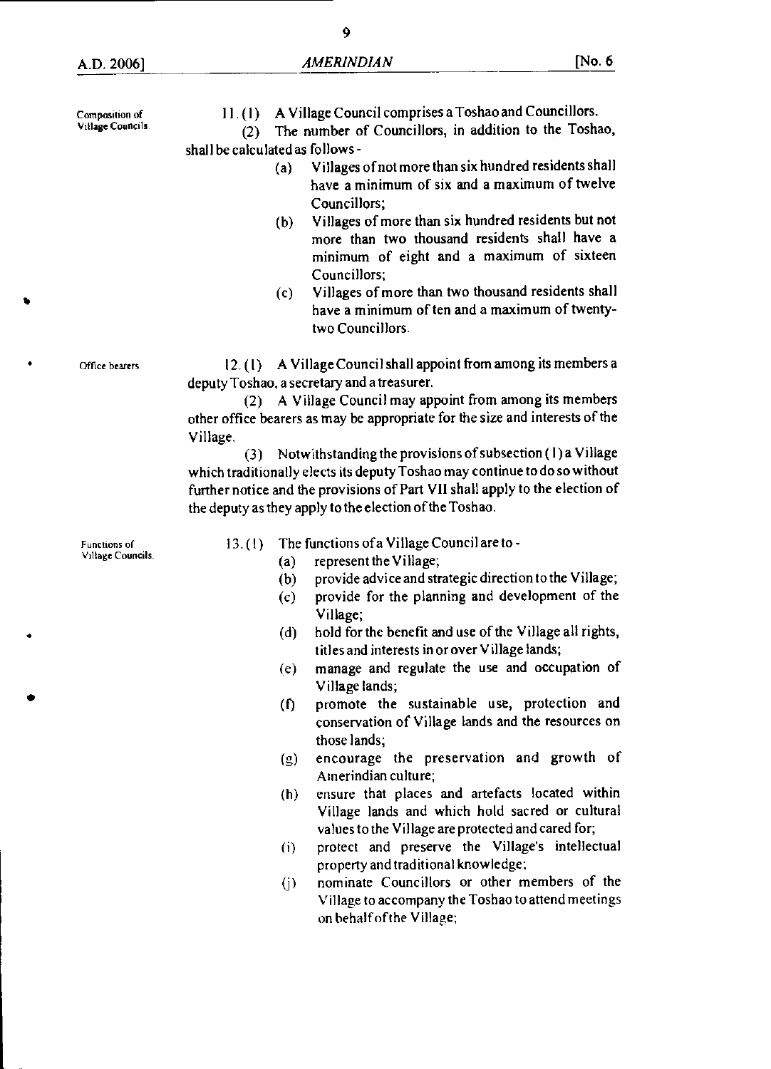**Composition of Village Councils.**

11. (1) A Village Council comprises a Toshao and Councillors.

(2) The number of Councillors, in addition to the Toshao, shall be calculated as follows -

(a) Villages of not more than six hundred residents shall have a minimum of six and a maximum of twelve Councillors;

(b) Villages of more than six hundred residents but not more than two thousand residents shall have a minimum of eight and a maximum of sixteen Councillors;

(c) Villages of more than two thousand residents shall have a minimum of ten and a maximum of twenty-two Councillors.

**Office bearers.**

12. (1) A Village Council shall appoint from among its members a deputy Toshao, a secretary and a treasurer.

(2) A Village Council may appoint from among its members other office bearers as may be appropriate for the size and interests of the Village.

(3) Notwithstanding the provisions of subsection (1) a Village which traditionally elects its deputy Toshao may continue to do so without further notice and the provisions of Part VII shall apply to the election of the deputy as they apply to the election of the Toshao.

**Functions of Village Councils.**

13. (1) The functions of a Village Council are to -

(a) represent the Village;

(b) provide advice and strategic direction to the Village;

(c) provide for the planning and development of the Village;

(d) hold for the benefit and use of the Village all rights, titles and interests in or over Village lands;

(e) manage and regulate the use and occupation of Village lands;

(f) promote the sustainable use, protection and conservation of Village lands and the resources on those lands;

(g) encourage the preservation and growth of Amerindian culture;

(h) ensure that places and artefacts located within Village lands and which hold sacred or cultural values to the Village are protected and cared for;

(i) protect and preserve the Village's intellectual property and traditional knowledge;

(j) nominate Councillors or other members of the Village to accompany the Toshao to attend meetings on behalf of the Village;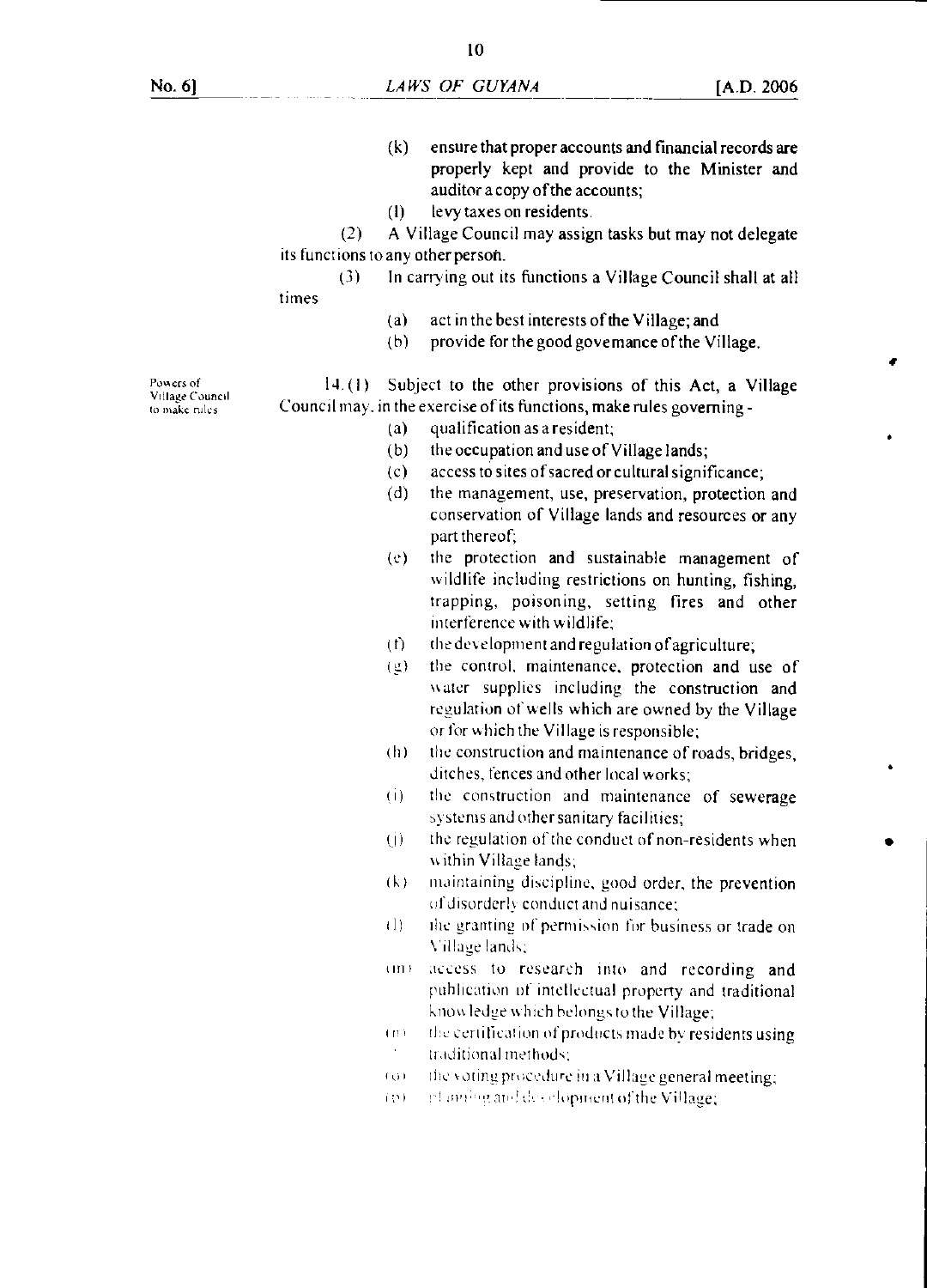(k) ensure that proper accounts and financial records are properly kept and provide to the Minister and auditor a copy of the accounts;

(l) levy taxes on residents.

(2) A Village Council may assign tasks but may not delegate its functions to any other person.

(3) In carrying out its functions a Village Council shall at all times

(a) act in the best interests of the Village; and

(b) provide for the good governance of the Village.

Powers of Village Council to make rules

14. (1) Subject to the other provisions of this Act, a Village Council may, in the exercise of its functions, make rules governing -

(a) qualification as a resident;

(b) the occupation and use of Village lands;

(c) access to sites of sacred or cultural significance;

(d) the management, use, preservation, protection and conservation of Village lands and resources or any part thereof;

(e) the protection and sustainable management of wildlife including restrictions on hunting, fishing, trapping, poisoning, setting fires and other interference with wildlife;

(f) the development and regulation of agriculture;

(g) the control, maintenance, protection and use of water supplies including the construction and regulation of wells which are owned by the Village or for which the Village is responsible;

(h) the construction and maintenance of roads, bridges, ditches, fences and other local works;

(i) the construction and maintenance of sewerage systems and other sanitary facilities;

(j) the regulation of the conduct of non-residents when within Village lands;

(k) maintaining discipline, good order, the prevention of disorderly conduct and nuisance;

(l) the granting of permission for business or trade on Village lands;

(m) access to research into and recording and publication of intellectual property and traditional knowledge which belongs to the Village;

(n) the certification of products made by residents using traditional methods;

(o) the voting procedure in a Village general meeting;

(p) planning and development of the Village;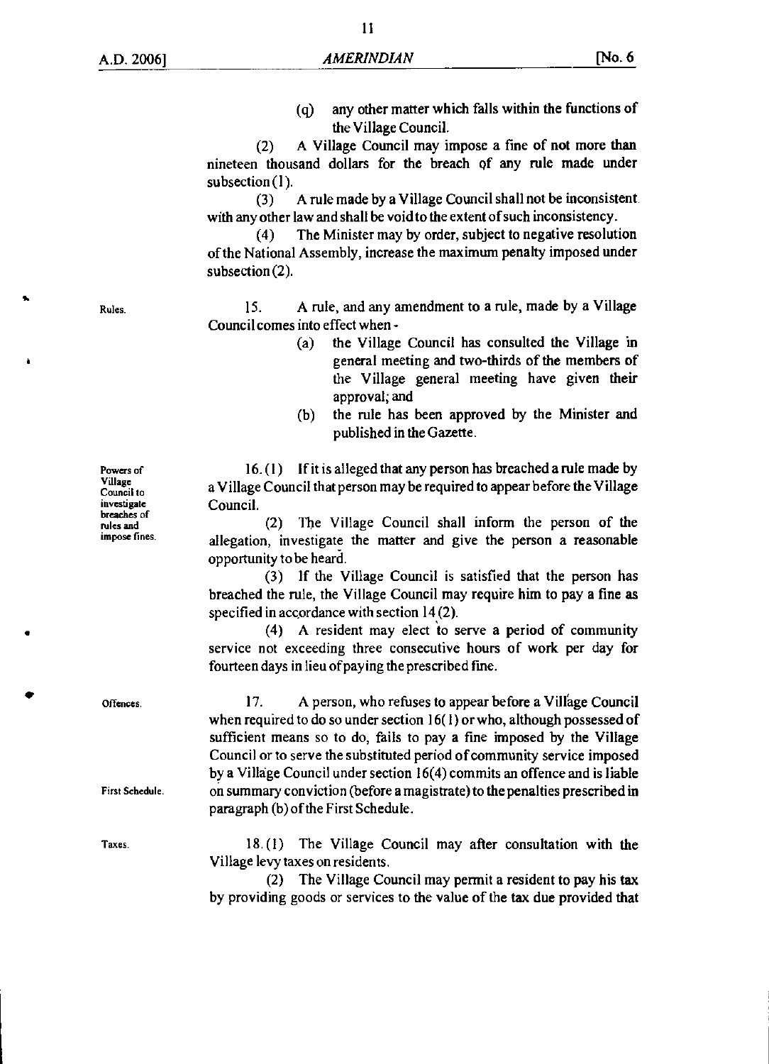(q) any other matter which falls within the functions of the Village Council.

(2) A Village Council may impose a fine of not more than nineteen thousand dollars for the breach of any rule made under subsection (1).

(3) A rule made by a Village Council shall not be inconsistent with any other law and shall be void to the extent of such inconsistency.

(4) The Minister may by order, subject to negative resolution of the National Assembly, increase the maximum penalty imposed under subsection (2).

**Rules.**

15. A rule, and any amendment to a rule, made by a Village Council comes into effect when -

(a) the Village Council has consulted the Village in general meeting and two-thirds of the members of the Village general meeting have given their approval; and

(b) the rule has been approved by the Minister and published in the Gazette.

**Powers of Village Council to investigate breaches of rules and impose fines.**

16. (1) If it is alleged that any person has breached a rule made by a Village Council that person may be required to appear before the Village Council.

(2) The Village Council shall inform the person of the allegation, investigate the matter and give the person a reasonable opportunity to be heard.

(3) If the Village Council is satisfied that the person has breached the rule, the Village Council may require him to pay a fine as specified in accordance with section 14(2).

(4) A resident may elect to serve a period of community service not exceeding three consecutive hours of work per day for fourteen days in lieu of paying the prescribed fine.

**Offences.**

**First Schedule.**

17. A person, who refuses to appear before a Village Council when required to do so under section 16(1) or who, although possessed of sufficient means so to do, fails to pay a fine imposed by the Village Council or to serve the substituted period of community service imposed by a Village Council under section 16(4) commits an offence and is liable on summary conviction (before a magistrate) to the penalties prescribed in paragraph (b) of the First Schedule.

**Taxes.**

18. (1) The Village Council may after consultation with the Village levy taxes on residents.

(2) The Village Council may permit a resident to pay his tax by providing goods or services to the value of the tax due provided that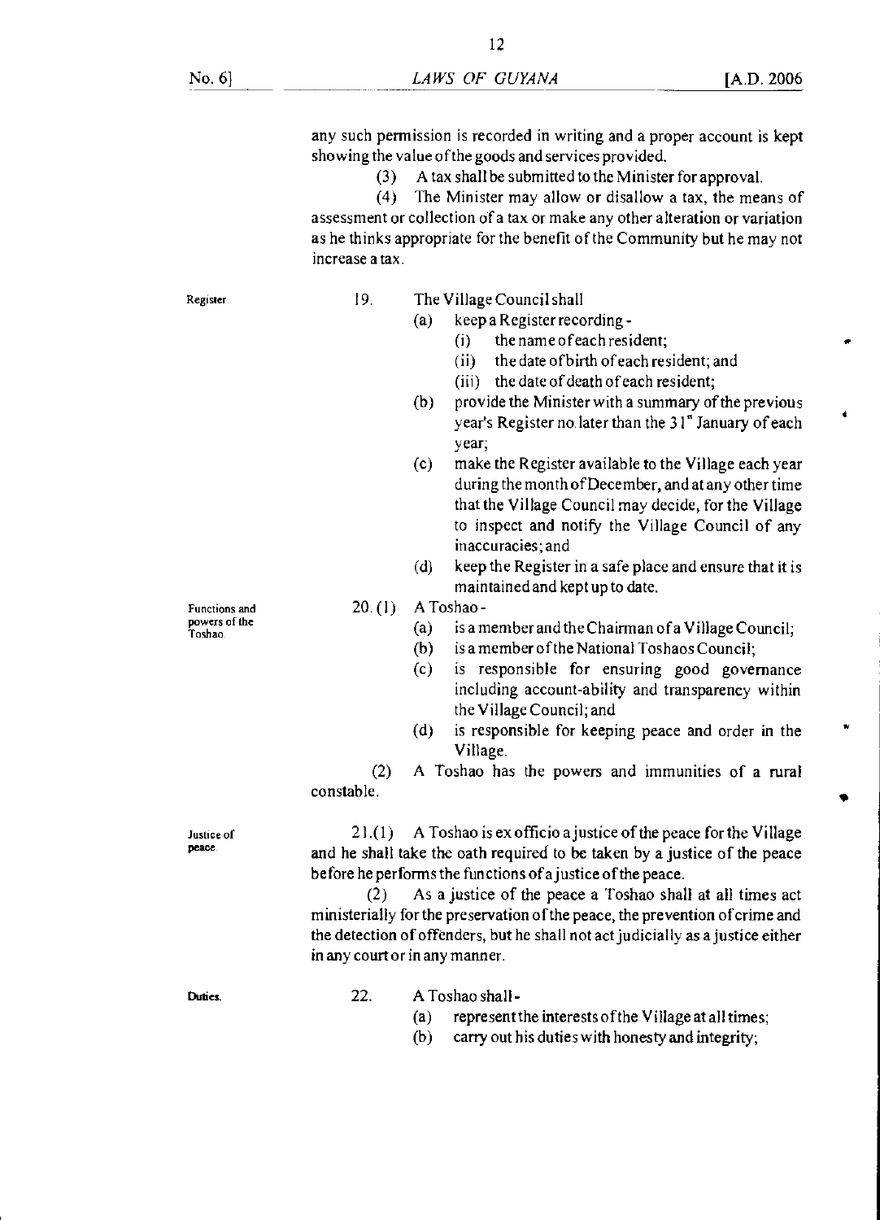any such permission is recorded in writing and a proper account is kept showing the value of the goods and services provided.

(3) A tax shall be submitted to the Minister for approval.

(4) The Minister may allow or disallow a tax, the means of assessment or collection of a tax or make any other alteration or variation as he thinks appropriate for the benefit of the Community but he may not increase a tax.

Register.

19. The Village Council shall

(a) keep a Register recording -

(i) the name of each resident;

(ii) the date of birth of each resident; and

(iii) the date of death of each resident;

(b) provide the Minister with a summary of the previous year's Register no later than the 31st January of each year;

(c) make the Register available to the Village each year during the month of December, and at any other time that the Village Council may decide, for the Village to inspect and notify the Village Council of any inaccuracies; and

(d) keep the Register in a safe place and ensure that it is maintained and kept up to date.

Functions and powers of the Toshao.

20. (1) A Toshao -

(a) is a member and the Chairman of a Village Council;

(b) is a member of the National Toshaos Council;

(c) is responsible for ensuring good governance including account-ability and transparency within the Village Council; and

(d) is responsible for keeping peace and order in the Village.

(2) A Toshao has the powers and immunities of a rural constable.

Justice of peace.

21.(1) A Toshao is ex officio a justice of the peace for the Village and he shall take the oath required to be taken by a justice of the peace before he performs the functions of a justice of the peace.

(2) As a justice of the peace a Toshao shall at all times act ministerially for the preservation of the peace, the prevention of crime and the detection of offenders, but he shall not act judicially as a justice either in any court or in any manner.

Duties.

22. A Toshao shall -

(a) represent the interests of the Village at all times;

(b) carry out his duties with honesty and integrity;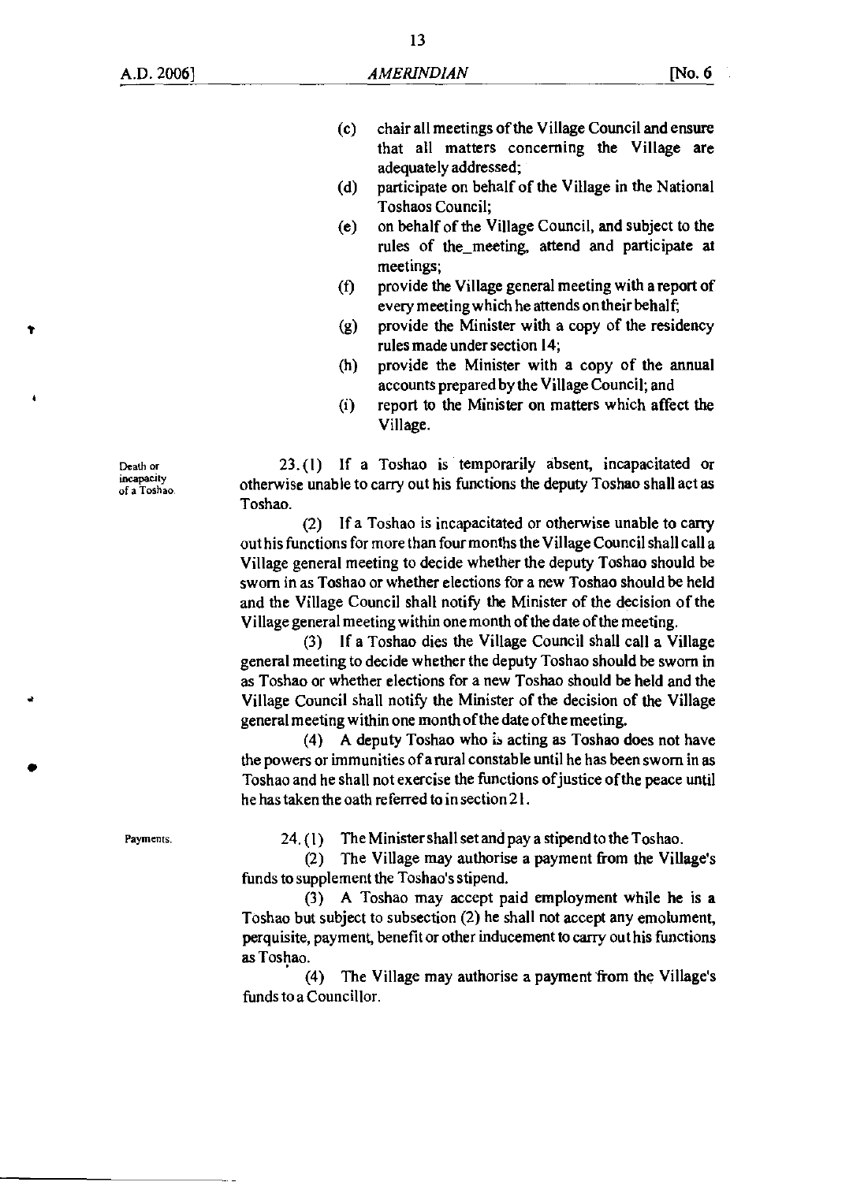(c) chair all meetings of the Village Council and ensure that all matters concerning the Village are adequately addressed;

(d) participate on behalf of the Village in the National Toshaos Council;

(e) on behalf of the Village Council, and subject to the rules of the meeting, attend and participate at meetings;

(f) provide the Village general meeting with a report of every meeting which he attends on their behalf;

(g) provide the Minister with a copy of the residency rules made under section 14;

(h) provide the Minister with a copy of the annual accounts prepared by the Village Council; and

(i) report to the Minister on matters which affect the Village.

Death or incapacity of a Toshao.

23. (1) If a Toshao is temporarily absent, incapacitated or otherwise unable to carry out his functions the deputy Toshao shall act as Toshao.

(2) If a Toshao is incapacitated or otherwise unable to carry out his functions for more than four months the Village Council shall call a Village general meeting to decide whether the deputy Toshao should be sworn in as Toshao or whether elections for a new Toshao should be held and the Village Council shall notify the Minister of the decision of the Village general meeting within one month of the date of the meeting.

(3) If a Toshao dies the Village Council shall call a Village general meeting to decide whether the deputy Toshao should be sworn in as Toshao or whether elections for a new Toshao should be held and the Village Council shall notify the Minister of the decision of the Village general meeting within one month of the date of the meeting.

(4) A deputy Toshao who is acting as Toshao does not have the powers or immunities of a rural constable until he has been sworn in as Toshao and he shall not exercise the functions of justice of the peace until he has taken the oath referred to in section 21.

Payments.

24. (1) The Minister shall set and pay a stipend to the Toshao.

(2) The Village may authorise a payment from the Village's funds to supplement the Toshao's stipend.

(3) A Toshao may accept paid employment while he is a Toshao but subject to subsection (2) he shall not accept any emolument, perquisite, payment, benefit or other inducement to carry out his functions as Toshao.

(4) The Village may authorise a payment from the Village's funds to a Councillor.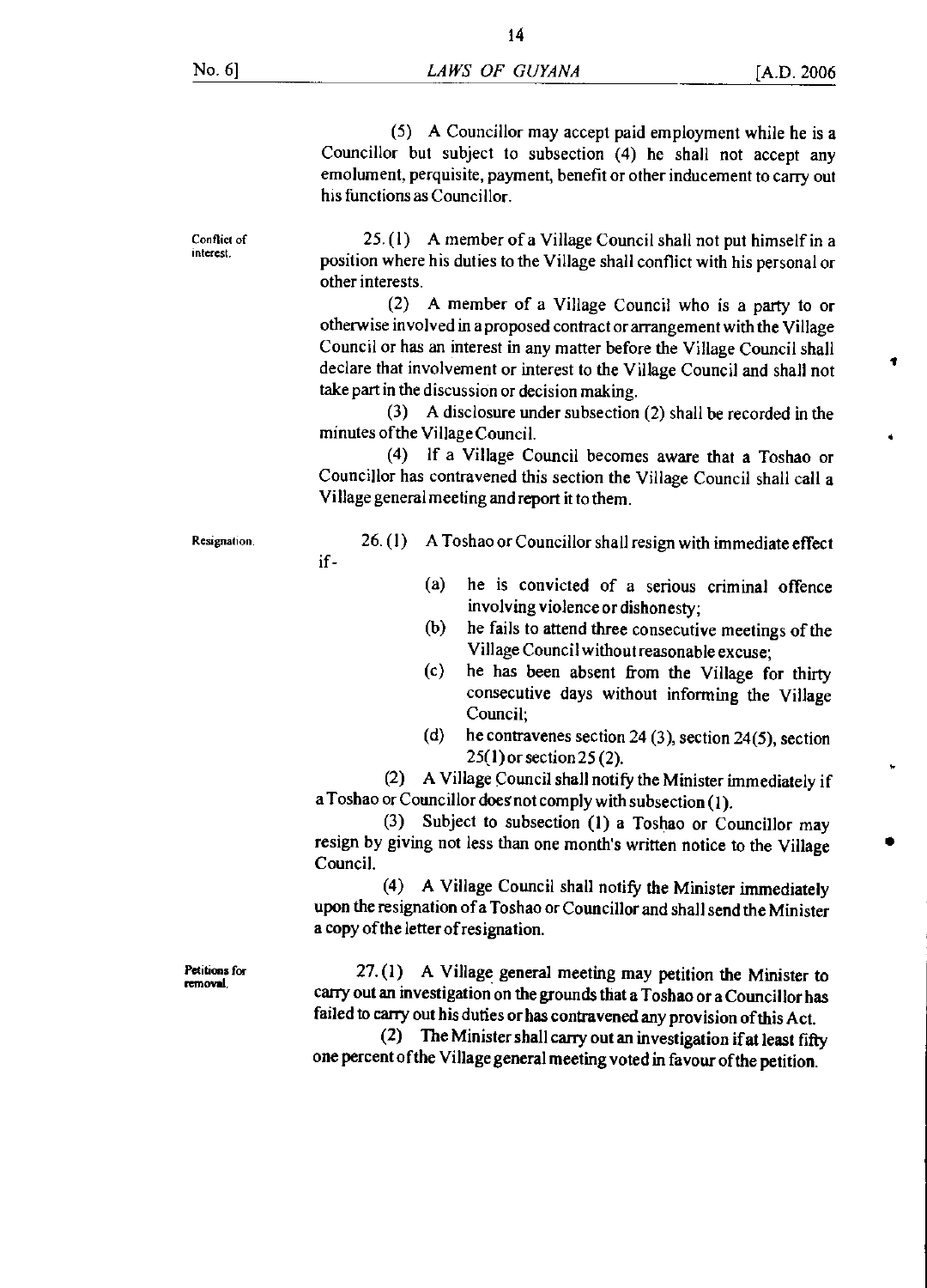(5) A Councillor may accept paid employment while he is a Councillor but subject to subsection (4) he shall not accept any emolument, perquisite, payment, benefit or other inducement to carry out his functions as Councillor.

Conflict of interest.

25. (1) A member of a Village Council shall not put himself in a position where his duties to the Village shall conflict with his personal or other interests.

(2) A member of a Village Council who is a party to or otherwise involved in a proposed contract or arrangement with the Village Council or has an interest in any matter before the Village Council shall declare that involvement or interest to the Village Council and shall not take part in the discussion or decision making.

(3) A disclosure under subsection (2) shall be recorded in the minutes of the Village Council.

(4) If a Village Council becomes aware that a Toshao or Councillor has contravened this section the Village Council shall call a Village general meeting and report it to them.

Resignation.

26. (1) A Toshao or Councillor shall resign with immediate effect if-

(a) he is convicted of a serious criminal offence involving violence or dishonesty;

(b) he fails to attend three consecutive meetings of the Village Council without reasonable excuse;

(c) he has been absent from the Village for thirty consecutive days without informing the Village Council;

(d) he contravenes section 24 (3), section 24(5), section 25(1) or section 25 (2).

(2) A Village Council shall notify the Minister immediately if a Toshao or Councillor does not comply with subsection (1).

(3) Subject to subsection (1) a Toshao or Councillor may resign by giving not less than one month's written notice to the Village Council.

(4) A Village Council shall notify the Minister immediately upon the resignation of a Toshao or Councillor and shall send the Minister a copy of the letter of resignation.

Petitions for removal.

27. (1) A Village general meeting may petition the Minister to carry out an investigation on the grounds that a Toshao or a Councillor has failed to carry out his duties or has contravened any provision of this Act.

(2) The Minister shall carry out an investigation if at least fifty one percent of the Village general meeting voted in favour of the petition.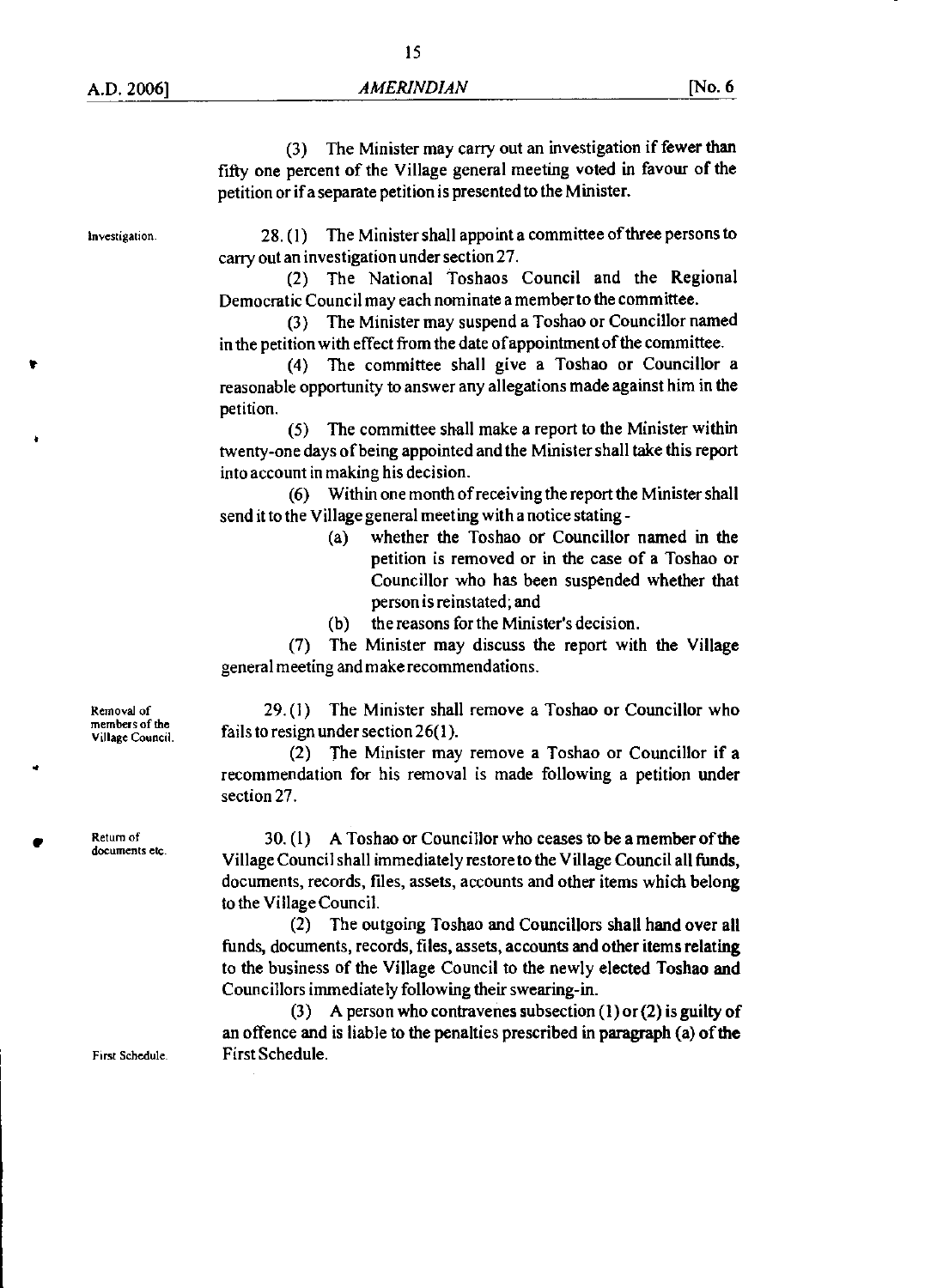(3) The Minister may carry out an investigation if fewer than fifty one percent of the Village general meeting voted in favour of the petition or if a separate petition is presented to the Minister.

Investigation.

28. (1) The Minister shall appoint a committee of three persons to carry out an investigation under section 27.

(2) The National Toshaos Council and the Regional Democratic Council may each nominate a member to the committee.

(3) The Minister may suspend a Toshao or Councillor named in the petition with effect from the date of appointment of the committee.

(4) The committee shall give a Toshao or Councillor a reasonable opportunity to answer any allegations made against him in the petition.

(5) The committee shall make a report to the Minister within twenty-one days of being appointed and the Minister shall take this report into account in making his decision.

(6) Within one month of receiving the report the Minister shall send it to the Village general meeting with a notice stating -

- (a) whether the Toshao or Councillor named in the petition is removed or in the case of a Toshao or Councillor who has been suspended whether that person is reinstated; and
- (b) the reasons for the Minister's decision.

(7) The Minister may discuss the report with the Village general meeting and make recommendations.

Removal of members of the Village Council.

29. (1) The Minister shall remove a Toshao or Councillor who fails to resign under section 26(1).

(2) The Minister may remove a Toshao or Councillor if a recommendation for his removal is made following a petition under section 27.

Return of documents etc.

30. (1) A Toshao or Councillor who ceases to be a member of the Village Council shall immediately restore to the Village Council all funds, documents, records, files, assets, accounts and other items which belong to the Village Council.

(2) The outgoing Toshao and Councillors shall hand over all funds, documents, records, files, assets, accounts and other items relating to the business of the Village Council to the newly elected Toshao and Councillors immediately following their swearing-in.

(3) A person who contravenes subsection (1) or (2) is guilty of an offence and is liable to the penalties prescribed in paragraph (a) of the First Schedule.

First Schedule.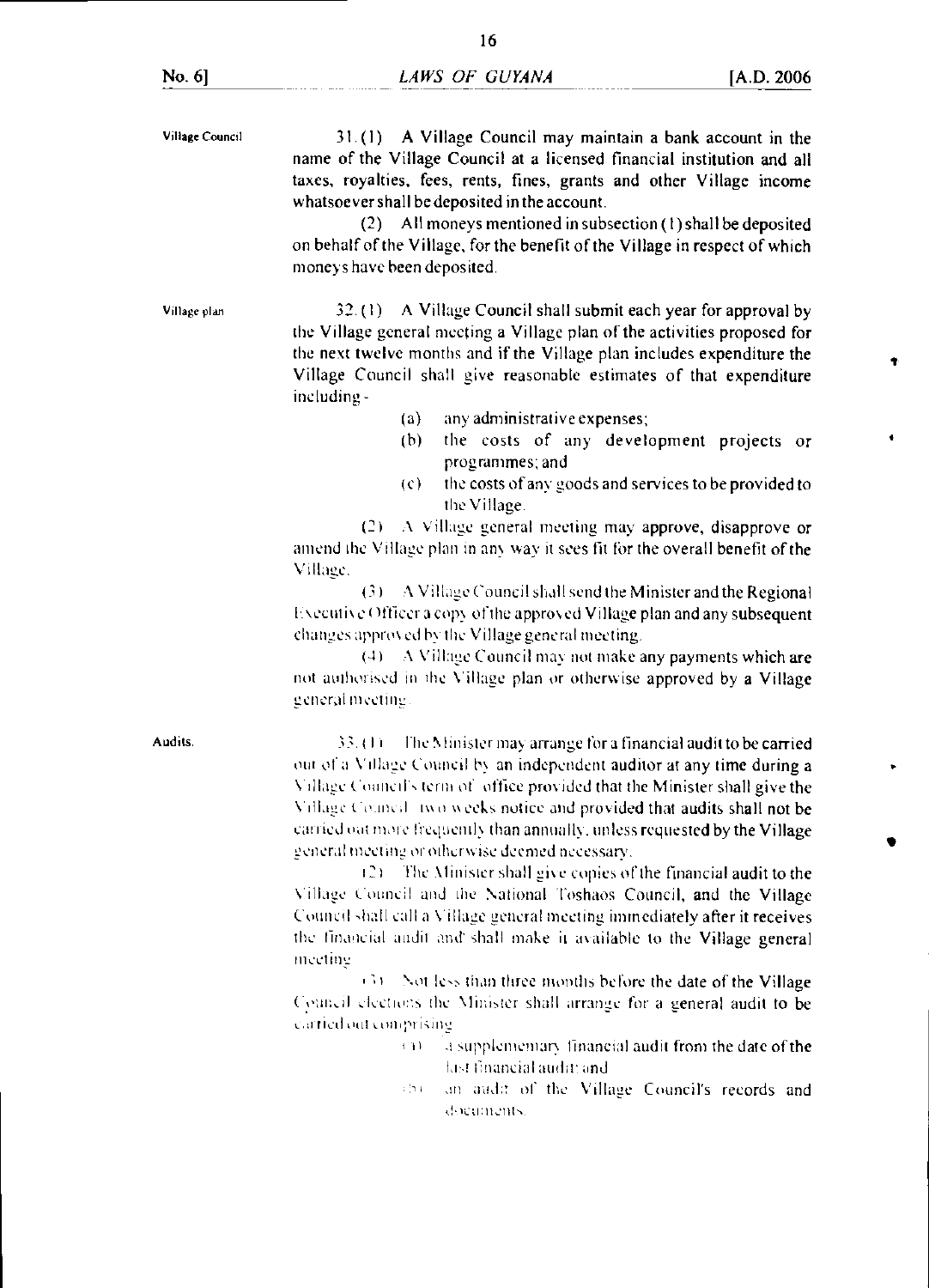**Village Council**

31. (1) A Village Council may maintain a bank account in the name of the Village Council at a licensed financial institution and all taxes, royalties, fees, rents, fines, grants and other Village income whatsoever shall be deposited in the account.

(2) All moneys mentioned in subsection (1) shall be deposited on behalf of the Village, for the benefit of the Village in respect of which moneys have been deposited.

**Village plan**

32. (1) A Village Council shall submit each year for approval by the Village general meeting a Village plan of the activities proposed for the next twelve months and if the Village plan includes expenditure the Village Council shall give reasonable estimates of that expenditure including -

- (a) any administrative expenses;
- (b) the costs of any development projects or programmes; and
- (c) the costs of any goods and services to be provided to the Village.

(2) A Village general meeting may approve, disapprove or amend the Village plan in any way it sees fit for the overall benefit of the Village.

(3) A Village Council shall send the Minister and the Regional Executive Officer a copy of the approved Village plan and any subsequent changes approved by the Village general meeting.

(4) A Village Council may not make any payments which are not authorised in the Village plan or otherwise approved by a Village general meeting.

**Audits.**

33. (1) The Minister may arrange for a financial audit to be carried out of a Village Council by an independent auditor at any time during a Village Council's term of office provided that the Minister shall give the Village Council two weeks notice and provided that audits shall not be carried out more frequently than annually, unless requested by the Village general meeting or otherwise deemed necessary.

(2) The Minister shall give copies of the financial audit to the Village Council and the National Toshaos Council, and the Village Council shall call a Village general meeting immediately after it receives the financial audit and shall make it available to the Village general meeting.

(3) Not less than three months before the date of the Village Council elections the Minister shall arrange for a general audit to be carried out comprising -

- (a) a supplementary financial audit from the date of the last financial audit; and
- (b) an audit of the Village Council's records and documents.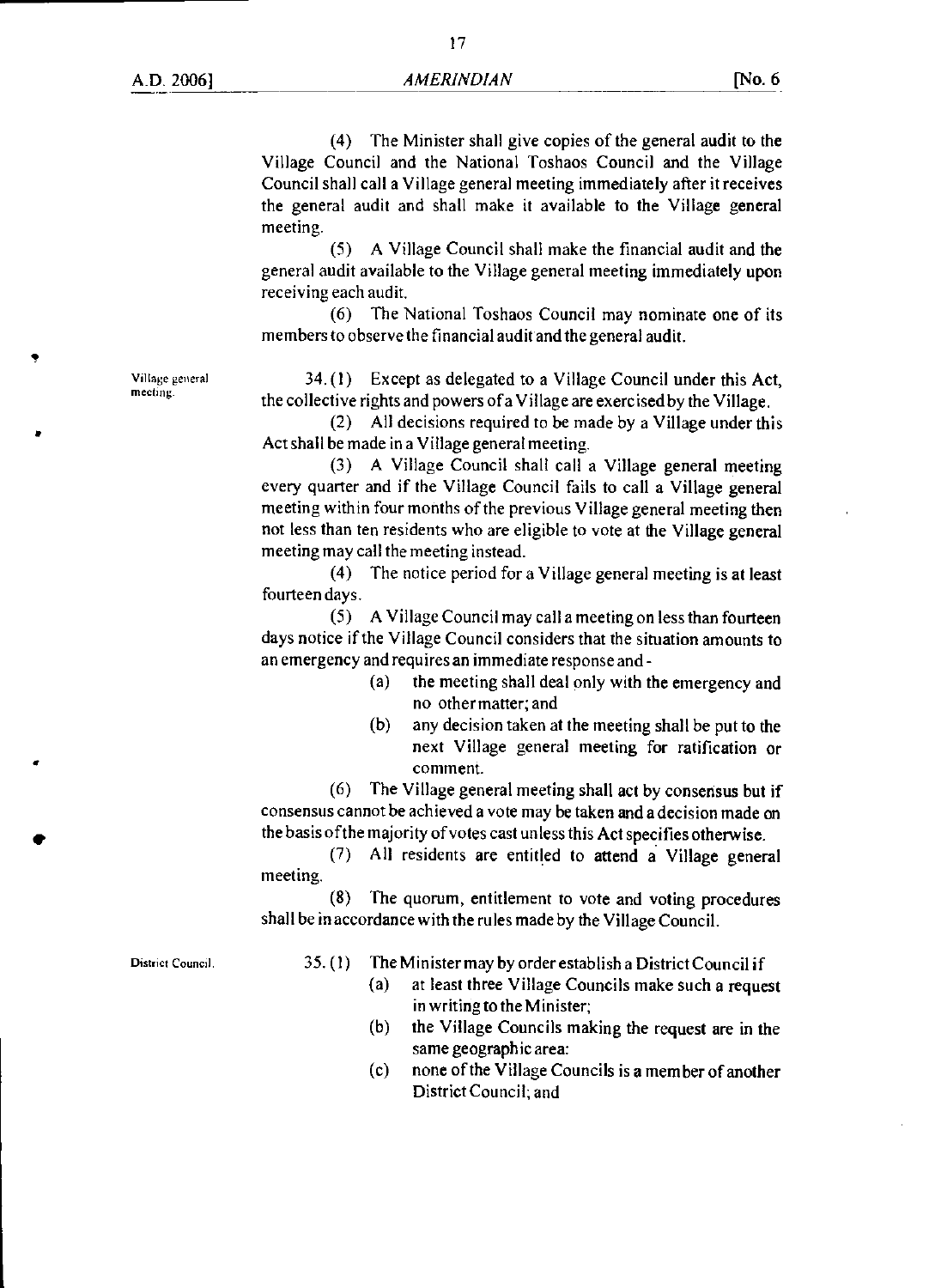(4) The Minister shall give copies of the general audit to the Village Council and the National Toshaos Council and the Village Council shall call a Village general meeting immediately after it receives the general audit and shall make it available to the Village general meeting.

(5) A Village Council shall make the financial audit and the general audit available to the Village general meeting immediately upon receiving each audit.

(6) The National Toshaos Council may nominate one of its members to observe the financial audit and the general audit.

Village general meeting.

34. (1) Except as delegated to a Village Council under this Act, the collective rights and powers of a Village are exercised by the Village.

(2) All decisions required to be made by a Village under this Act shall be made in a Village general meeting.

(3) A Village Council shall call a Village general meeting every quarter and if the Village Council fails to call a Village general meeting within four months of the previous Village general meeting then not less than ten residents who are eligible to vote at the Village general meeting may call the meeting instead.

(4) The notice period for a Village general meeting is at least fourteen days.

(5) A Village Council may call a meeting on less than fourteen days notice if the Village Council considers that the situation amounts to an emergency and requires an immediate response and -

- (a) the meeting shall deal only with the emergency and no other matter; and
- (b) any decision taken at the meeting shall be put to the next Village general meeting for ratification or comment.

(6) The Village general meeting shall act by consensus but if consensus cannot be achieved a vote may be taken and a decision made on the basis of the majority of votes cast unless this Act specifies otherwise.

(7) All residents are entitled to attend a Village general meeting.

(8) The quorum, entitlement to vote and voting procedures shall be in accordance with the rules made by the Village Council.

District Council.

35. (1) The Minister may by order establish a District Council if

- (a) at least three Village Councils make such a request in writing to the Minister;
- (b) the Village Councils making the request are in the same geographic area:
- (c) none of the Village Councils is a member of another District Council; and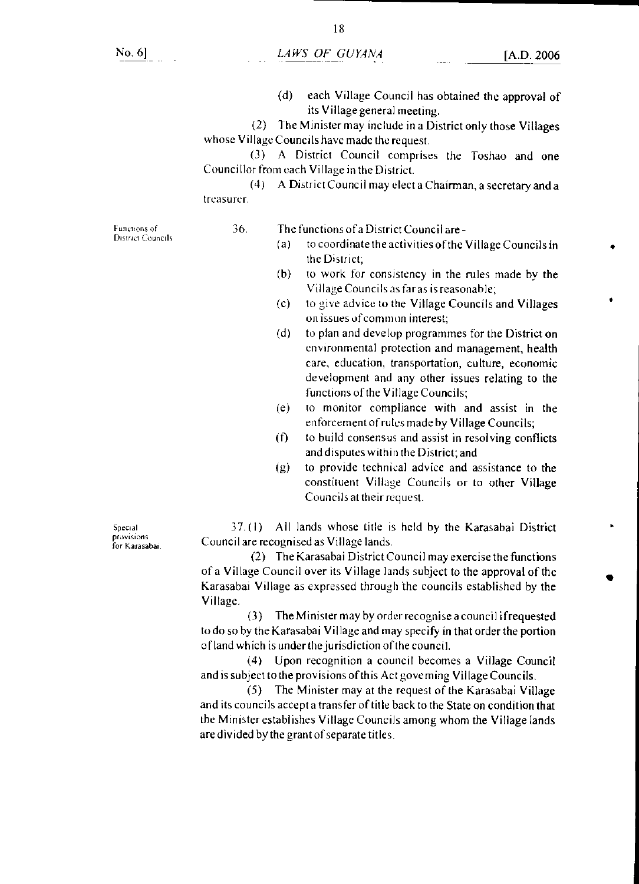(d) each Village Council has obtained the approval of its Village general meeting.

(2) The Minister may include in a District only those Villages whose Village Councils have made the request.

(3) A District Council comprises the Toshao and one Councillor from each Village in the District.

(4) A District Council may elect a Chairman, a secretary and a treasurer.

Functions of District Councils

36. The functions of a District Council are -

(a) to coordinate the activities of the Village Councils in the District;

(b) to work for consistency in the rules made by the Village Councils as far as is reasonable;

(c) to give advice to the Village Councils and Villages on issues of common interest;

(d) to plan and develop programmes for the District on environmental protection and management, health care, education, transportation, culture, economic development and any other issues relating to the functions of the Village Councils;

(e) to monitor compliance with and assist in the enforcement of rules made by Village Councils;

(f) to build consensus and assist in resolving conflicts and disputes within the District; and

(g) to provide technical advice and assistance to the constituent Village Councils or to other Village Councils at their request.

Special provisions for Karasabai.

37. (1) All lands whose title is held by the Karasabai District Council are recognised as Village lands.

(2) The Karasabai District Council may exercise the functions of a Village Council over its Village lands subject to the approval of the Karasabai Village as expressed through the councils established by the Village.

(3) The Minister may by order recognise a council if requested to do so by the Karasabai Village and may specify in that order the portion of land which is under the jurisdiction of the council.

(4) Upon recognition a council becomes a Village Council and is subject to the provisions of this Act governing Village Councils.

(5) The Minister may at the request of the Karasabai Village and its councils accept a transfer of title back to the State on condition that the Minister establishes Village Councils among whom the Village lands are divided by the grant of separate titles.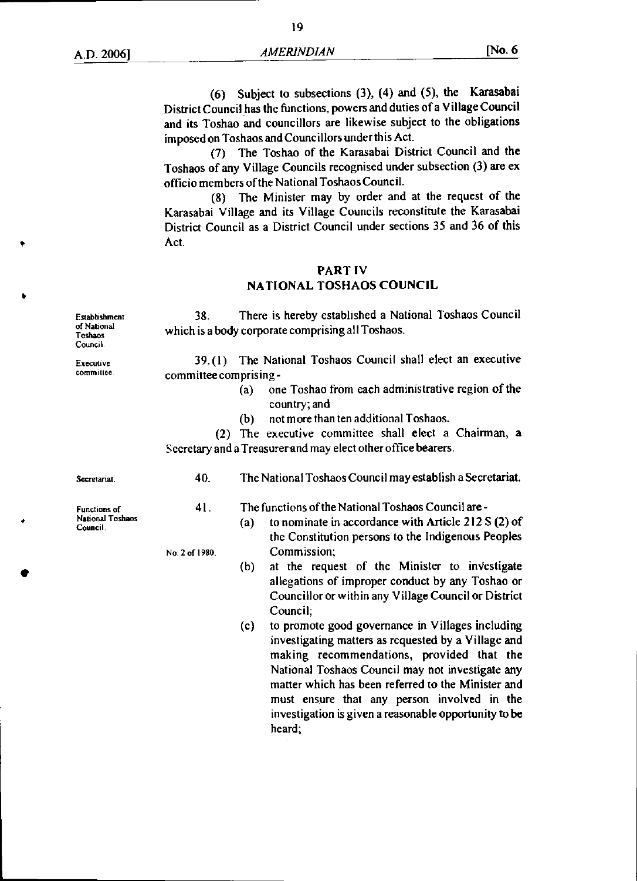(6) Subject to subsections (3), (4) and (5), the Karasabai District Council has the functions, powers and duties of a Village Council and its Toshao and councillors are likewise subject to the obligations imposed on Toshaos and Councillors under this Act.

(7) The Toshao of the Karasabai District Council and the Toshaos of any Village Councils recognised under subsection (3) are ex officio members of the National Toshaos Council.

(8) The Minister may by order and at the request of the Karasabai Village and its Village Councils reconstitute the Karasabai District Council as a District Council under sections 35 and 36 of this Act.

## PART IV
## NATIONAL TOSHAOS COUNCIL

*Establishment of National Toshaos Council.*

38. There is hereby established a National Toshaos Council which is a body corporate comprising all Toshaos.

*Executive committee*

39. (1) The National Toshaos Council shall elect an executive committee comprising -

- (a) one Toshao from each administrative region of the country; and
- (b) not more than ten additional Toshaos.

(2) The executive committee shall elect a Chairman, a Secretary and a Treasurer and may elect other office bearers.

*Secretariat.*

40. The National Toshaos Council may establish a Secretariat.

*Functions of National Toshaos Council.*

41. The functions of the National Toshaos Council are -

- (a) to nominate in accordance with Article 212 S (2) of the Constitution persons to the Indigenous Peoples Commission; *(No. 2 of 1980.)*
- (b) at the request of the Minister to investigate allegations of improper conduct by any Toshao or Councillor or within any Village Council or District Council;
- (c) to promote good governance in Villages including investigating matters as requested by a Village and making recommendations, provided that the National Toshaos Council may not investigate any matter which has been referred to the Minister and must ensure that any person involved in the investigation is given a reasonable opportunity to be heard;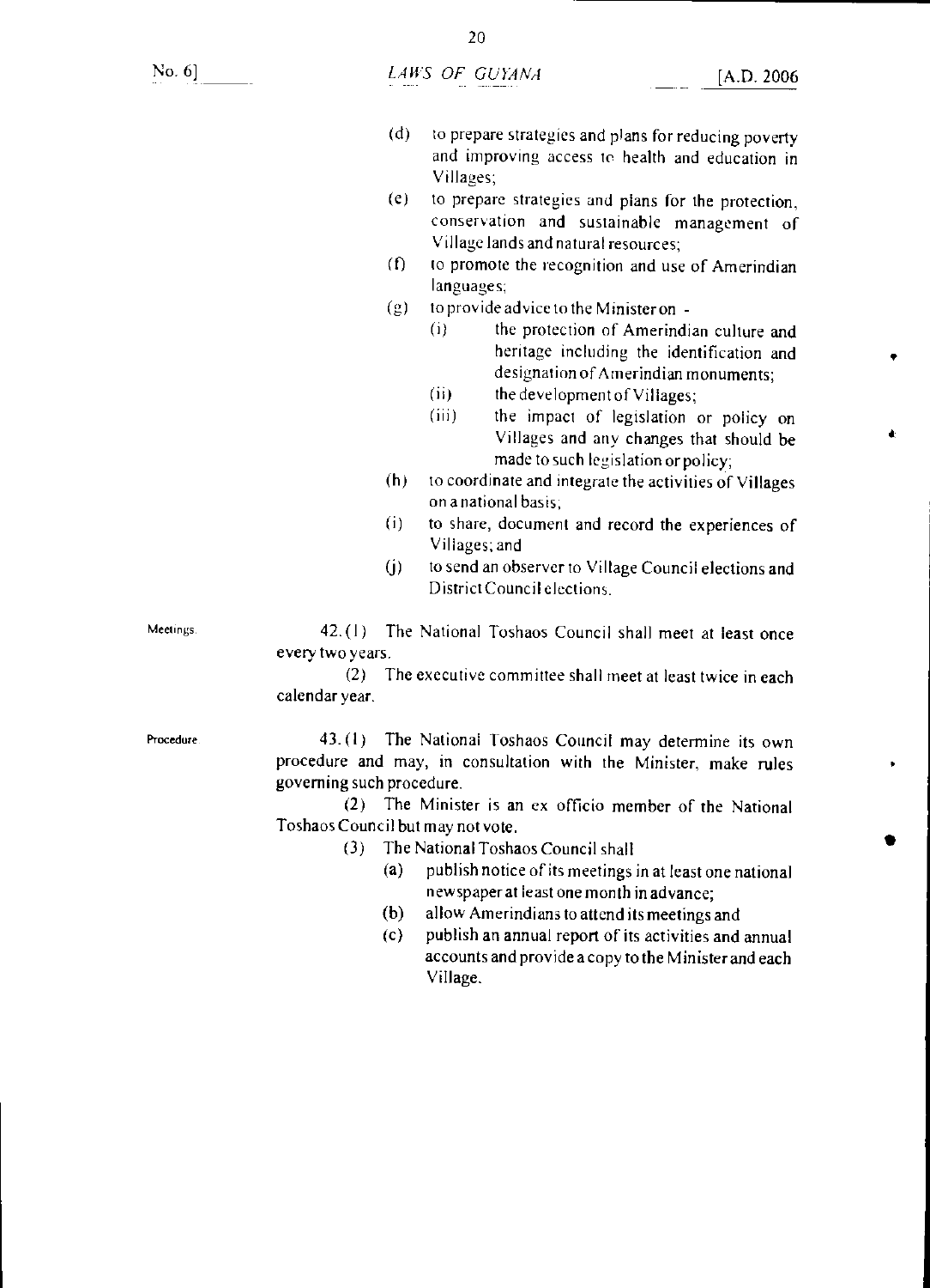(d) to prepare strategies and plans for reducing poverty and improving access to health and education in Villages;

(e) to prepare strategies and plans for the protection, conservation and sustainable management of Village lands and natural resources;

(f) to promote the recognition and use of Amerindian languages;

(g) to provide advice to the Minister on -

  (i) the protection of Amerindian culture and heritage including the identification and designation of Amerindian monuments;

  (ii) the development of Villages;

  (iii) the impact of legislation or policy on Villages and any changes that should be made to such legislation or policy;

(h) to coordinate and integrate the activities of Villages on a national basis;

(i) to share, document and record the experiences of Villages; and

(j) to send an observer to Village Council elections and District Council elections.

Meetings.

42. (1) The National Toshaos Council shall meet at least once every two years.

(2) The executive committee shall meet at least twice in each calendar year.

Procedure

43. (1) The National Toshaos Council may determine its own procedure and may, in consultation with the Minister, make rules governing such procedure.

(2) The Minister is an ex officio member of the National Toshaos Council but may not vote.

(3) The National Toshaos Council shall

(a) publish notice of its meetings in at least one national newspaper at least one month in advance;

(b) allow Amerindians to attend its meetings and

(c) publish an annual report of its activities and annual accounts and provide a copy to the Minister and each Village.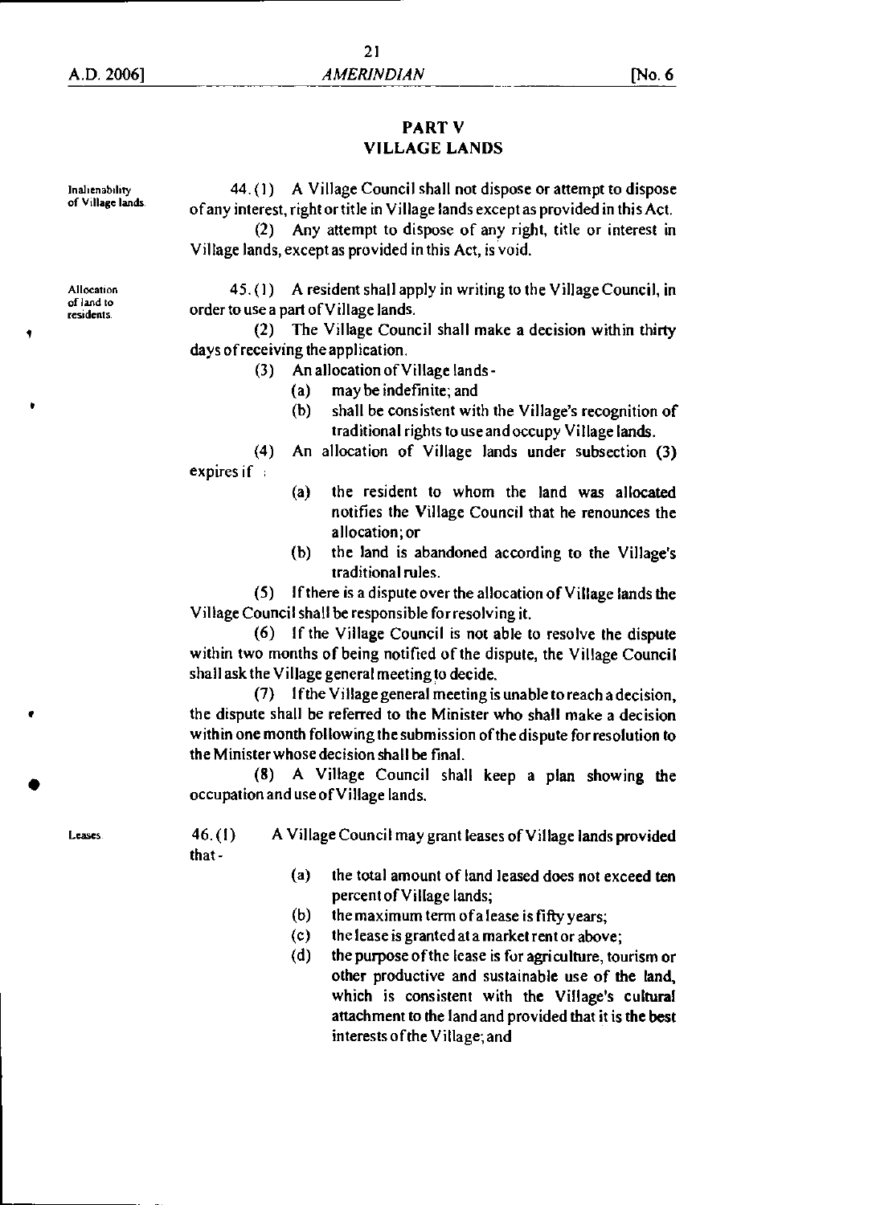## PART V
## VILLAGE LANDS

**Inalienability of Village lands.**

44. (1) A Village Council shall not dispose or attempt to dispose of any interest, right or title in Village lands except as provided in this Act.

(2) Any attempt to dispose of any right, title or interest in Village lands, except as provided in this Act, is void.

**Allocation of land to residents.**

45. (1) A resident shall apply in writing to the Village Council, in order to use a part of Village lands.

(2) The Village Council shall make a decision within thirty days of receiving the application.

(3) An allocation of Village lands -

(a) may be indefinite; and

(b) shall be consistent with the Village's recognition of traditional rights to use and occupy Village lands.

(4) An allocation of Village lands under subsection (3) expires if :

(a) the resident to whom the land was allocated notifies the Village Council that he renounces the allocation; or

(b) the land is abandoned according to the Village's traditional rules.

(5) If there is a dispute over the allocation of Village lands the Village Council shall be responsible for resolving it.

(6) If the Village Council is not able to resolve the dispute within two months of being notified of the dispute, the Village Council shall ask the Village general meeting to decide.

(7) If the Village general meeting is unable to reach a decision, the dispute shall be referred to the Minister who shall make a decision within one month following the submission of the dispute for resolution to the Minister whose decision shall be final.

(8) A Village Council shall keep a plan showing the occupation and use of Village lands.

**Leases.**

46. (1) A Village Council may grant leases of Village lands provided that -

(a) the total amount of land leased does not exceed ten percent of Village lands;

(b) the maximum term of a lease is fifty years;

(c) the lease is granted at a market rent or above;

(d) the purpose of the lease is for agriculture, tourism or other productive and sustainable use of the land, which is consistent with the Village's cultural attachment to the land and provided that it is the best interests of the Village; and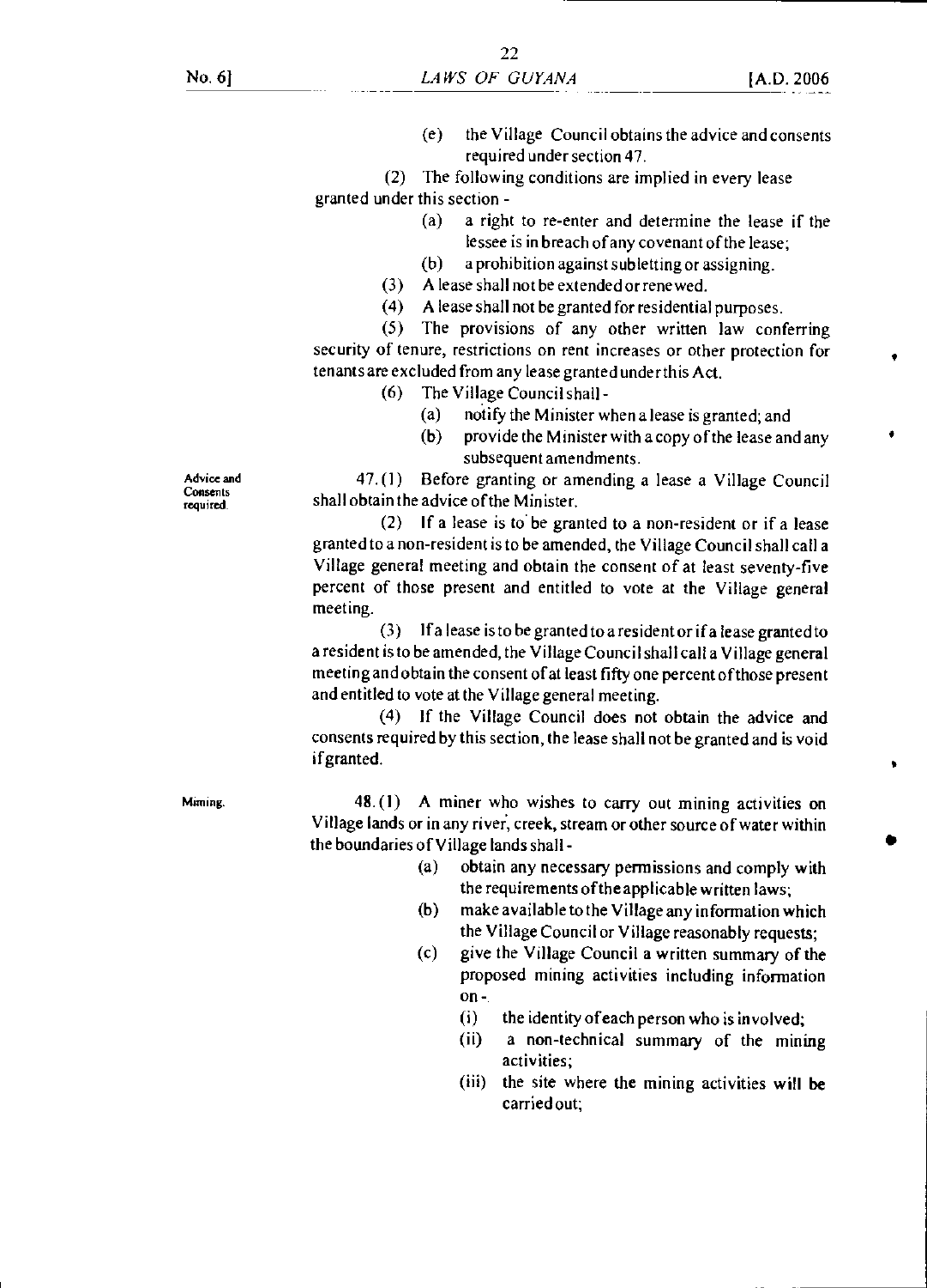(e) the Village Council obtains the advice and consents required under section 47.

(2) The following conditions are implied in every lease granted under this section -

(a) a right to re-enter and determine the lease if the lessee is in breach of any covenant of the lease;

(b) a prohibition against subletting or assigning.

(3) A lease shall not be extended or renewed.

(4) A lease shall not be granted for residential purposes.

(5) The provisions of any other written law conferring security of tenure, restrictions on rent increases or other protection for tenants are excluded from any lease granted under this Act.

(6) The Village Council shall -

(a) notify the Minister when a lease is granted; and

(b) provide the Minister with a copy of the lease and any subsequent amendments.

**Advice and Consents required.**

47. (1) Before granting or amending a lease a Village Council shall obtain the advice of the Minister.

(2) If a lease is to be granted to a non-resident or if a lease granted to a non-resident is to be amended, the Village Council shall call a Village general meeting and obtain the consent of at least seventy-five percent of those present and entitled to vote at the Village general meeting.

(3) If a lease is to be granted to a resident or if a lease granted to a resident is to be amended, the Village Council shall call a Village general meeting and obtain the consent of at least fifty one percent of those present and entitled to vote at the Village general meeting.

(4) If the Village Council does not obtain the advice and consents required by this section, the lease shall not be granted and is void if granted.

**Mining.**

48. (1) A miner who wishes to carry out mining activities on Village lands or in any river, creek, stream or other source of water within the boundaries of Village lands shall -

(a) obtain any necessary permissions and comply with the requirements of the applicable written laws;

(b) make available to the Village any information which the Village Council or Village reasonably requests;

(c) give the Village Council a written summary of the proposed mining activities including information on -

(i) the identity of each person who is involved;

(ii) a non-technical summary of the mining activities;

(iii) the site where the mining activities will be carried out;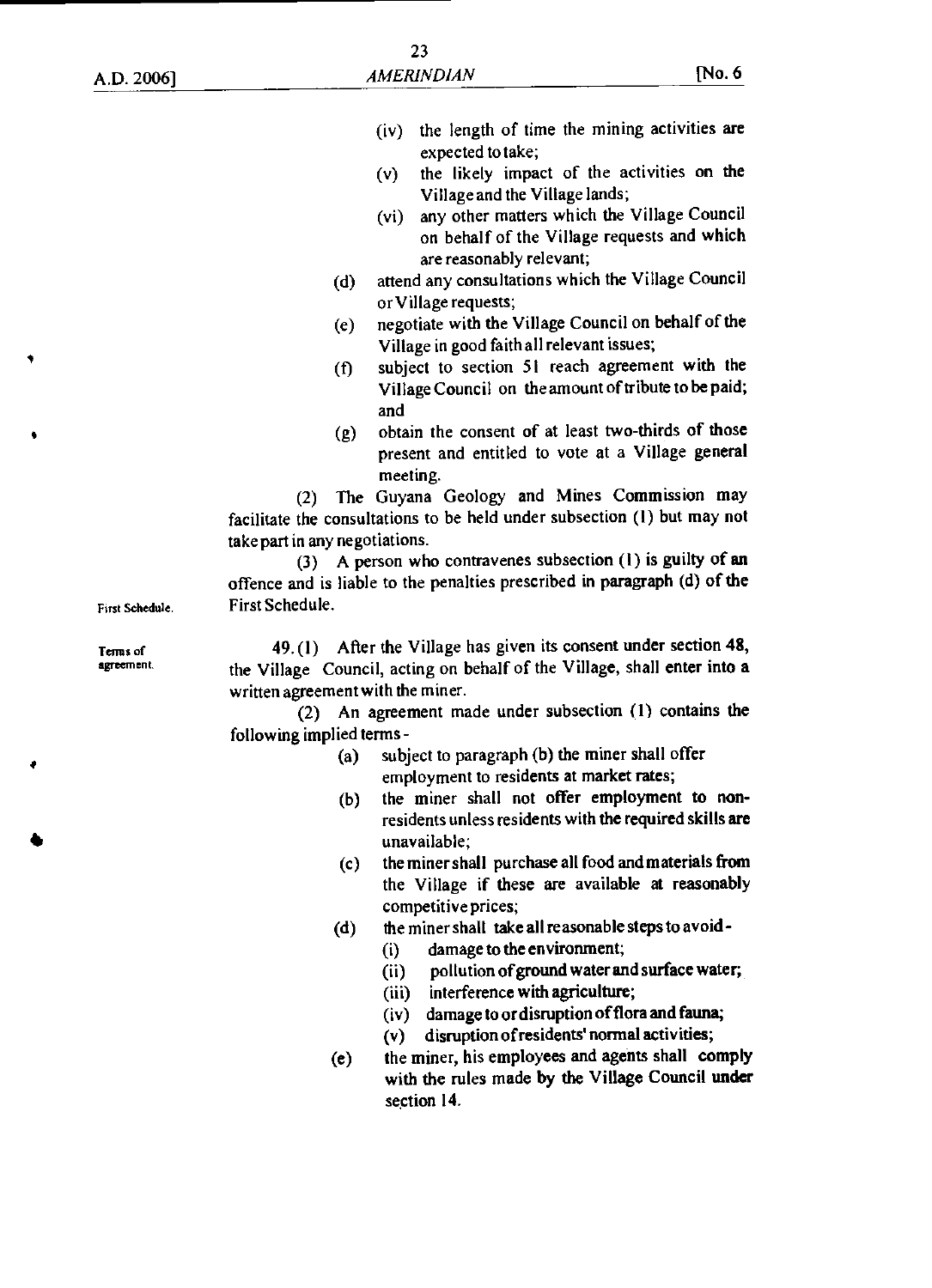(iv) the length of time the mining activities are expected to take;

(v) the likely impact of the activities on the Village and the Village lands;

(vi) any other matters which the Village Council on behalf of the Village requests and which are reasonably relevant;

(d) attend any consultations which the Village Council or Village requests;

(e) negotiate with the Village Council on behalf of the Village in good faith all relevant issues;

(f) subject to section 51 reach agreement with the Village Council on the amount of tribute to be paid; and

(g) obtain the consent of at least two-thirds of those present and entitled to vote at a Village general meeting.

(2) The Guyana Geology and Mines Commission may facilitate the consultations to be held under subsection (1) but may not take part in any negotiations.

(3) A person who contravenes subsection (1) is guilty of an offence and is liable to the penalties prescribed in paragraph (d) of the First Schedule.

First Schedule.

Terms of agreement.

49. (1) After the Village has given its consent under section 48, the Village Council, acting on behalf of the Village, shall enter into a written agreement with the miner.

(2) An agreement made under subsection (1) contains the following implied terms -

(a) subject to paragraph (b) the miner shall offer employment to residents at market rates;

(b) the miner shall not offer employment to non-residents unless residents with the required skills are unavailable;

(c) the miner shall purchase all food and materials from the Village if these are available at reasonably competitive prices;

(d) the miner shall take all reasonable steps to avoid -

(i) damage to the environment;

(ii) pollution of ground water and surface water;

(iii) interference with agriculture;

(iv) damage to or disruption of flora and fauna;

(v) disruption of residents' normal activities;

(e) the miner, his employees and agents shall comply with the rules made by the Village Council under section 14.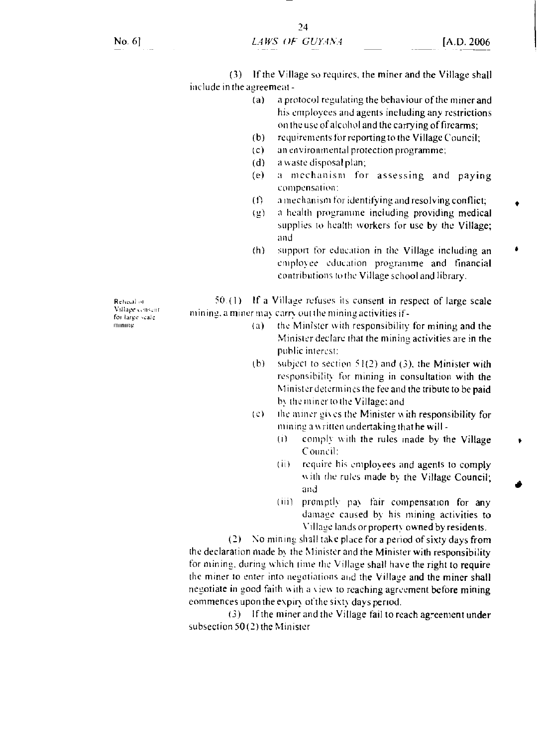(3) If the Village so requires, the miner and the Village shall include in the agreement -

- (a) a protocol regulating the behaviour of the miner and his employees and agents including any restrictions on the use of alcohol and the carrying of firearms;
- (b) requirements for reporting to the Village Council;
- (c) an environmental protection programme;
- (d) a waste disposal plan;
- (e) a mechanism for assessing and paying compensation;
- (f) a mechanism for identifying and resolving conflict;
- (g) a health programme including providing medical supplies to health workers for use by the Village; and
- (h) support for education in the Village including an employee education programme and financial contributions to the Village school and library.

*Refusal of Village consent for large scale mining*

50. (1) If a Village refuses its consent in respect of large scale mining, a miner may carry out the mining activities if -

- (a) the Minister with responsibility for mining and the Minister declare that the mining activities are in the public interest;
- (b) subject to section 51(2) and (3), the Minister with responsibility for mining in consultation with the Minister determines the fee and the tribute to be paid by the miner to the Village; and
- (c) the miner gives the Minister with responsibility for mining a written undertaking that he will -
  - (i) comply with the rules made by the Village Council;
  - (ii) require his employees and agents to comply with the rules made by the Village Council; and
  - (iii) promptly pay fair compensation for any damage caused by his mining activities to Village lands or property owned by residents.

(2) No mining shall take place for a period of sixty days from the declaration made by the Minister and the Minister with responsibility for mining, during which time the Village shall have the right to require the miner to enter into negotiations and the Village and the miner shall negotiate in good faith with a view to reaching agreement before mining commences upon the expiry of the sixty days period.

(3) If the miner and the Village fail to reach agreement under subsection 50(2) the Minister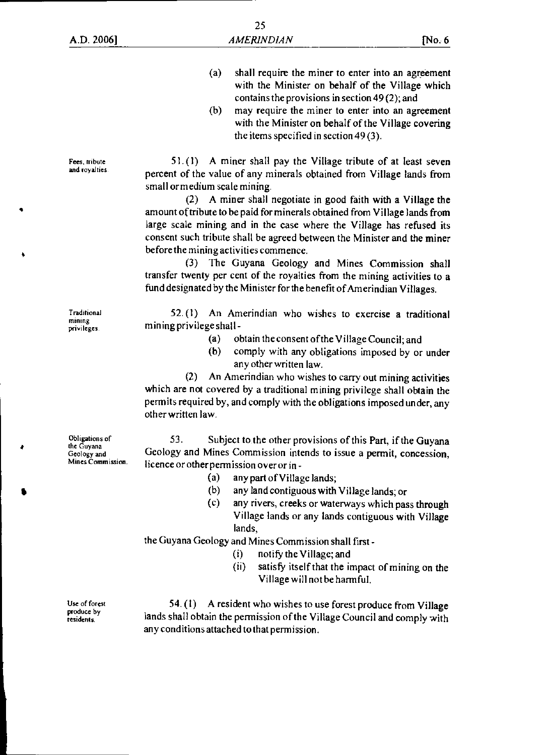(a) shall require the miner to enter into an agreement with the Minister on behalf of the Village which contains the provisions in section 49 (2); and

(b) may require the miner to enter into an agreement with the Minister on behalf of the Village covering the items specified in section 49 (3).

Fees, tribute and royalties.

51. (1) A miner shall pay the Village tribute of at least seven percent of the value of any minerals obtained from Village lands from small or medium scale mining.

(2) A miner shall negotiate in good faith with a Village the amount of tribute to be paid for minerals obtained from Village lands from large scale mining and in the case where the Village has refused its consent such tribute shall be agreed between the Minister and the miner before the mining activities commence.

(3) The Guyana Geology and Mines Commission shall transfer twenty per cent of the royalties from the mining activities to a fund designated by the Minister for the benefit of Amerindian Villages.

Traditional mining privileges.

52. (1) An Amerindian who wishes to exercise a traditional mining privilege shall -

(a) obtain the consent of the Village Council; and

(b) comply with any obligations imposed by or under any other written law.

(2) An Amerindian who wishes to carry out mining activities which are not covered by a traditional mining privilege shall obtain the permits required by, and comply with the obligations imposed under, any other written law.

Obligations of the Guyana Geology and Mines Commission.

53. Subject to the other provisions of this Part, if the Guyana Geology and Mines Commission intends to issue a permit, concession, licence or other permission over or in -

(a) any part of Village lands;

(b) any land contiguous with Village lands; or

(c) any rivers, creeks or waterways which pass through Village lands or any lands contiguous with Village lands,

the Guyana Geology and Mines Commission shall first -

(i) notify the Village; and

(ii) satisfy itself that the impact of mining on the Village will not be harmful.

Use of forest produce by residents.

54. (1) A resident who wishes to use forest produce from Village lands shall obtain the permission of the Village Council and comply with any conditions attached to that permission.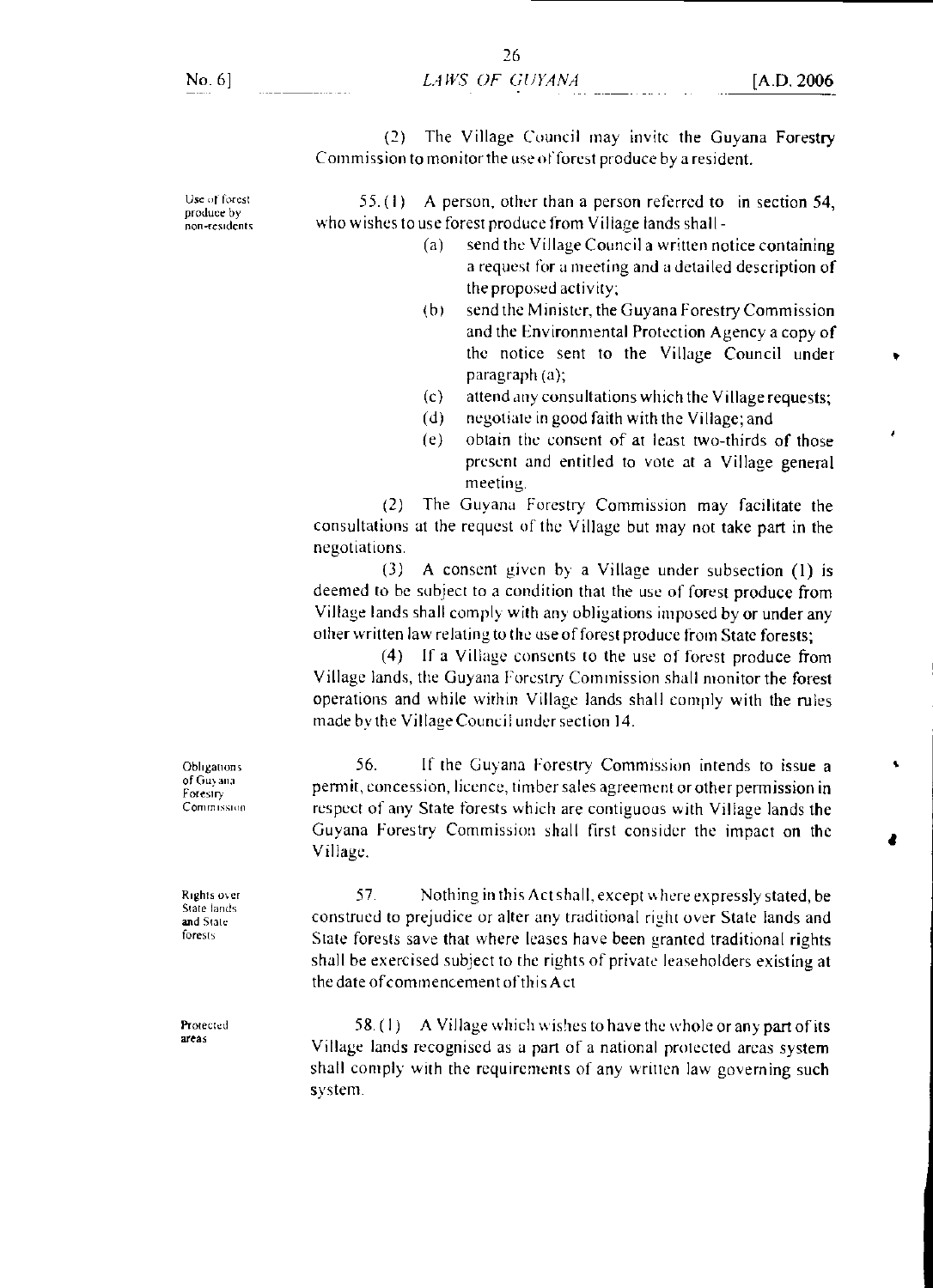(2) The Village Council may invite the Guyana Forestry Commission to monitor the use of forest produce by a resident.

Use of forest produce by non-residents

55. (1) A person, other than a person referred to in section 54, who wishes to use forest produce from Village lands shall -

(a) send the Village Council a written notice containing a request for a meeting and a detailed description of the proposed activity;

(b) send the Minister, the Guyana Forestry Commission and the Environmental Protection Agency a copy of the notice sent to the Village Council under paragraph (a);

(c) attend any consultations which the Village requests;

(d) negotiate in good faith with the Village; and

(e) obtain the consent of at least two-thirds of those present and entitled to vote at a Village general meeting.

(2) The Guyana Forestry Commission may facilitate the consultations at the request of the Village but may not take part in the negotiations.

(3) A consent given by a Village under subsection (1) is deemed to be subject to a condition that the use of forest produce from Village lands shall comply with any obligations imposed by or under any other written law relating to the use of forest produce from State forests;

(4) If a Village consents to the use of forest produce from Village lands, the Guyana Forestry Commission shall monitor the forest operations and while within Village lands shall comply with the rules made by the Village Council under section 14.

Obligations of Guyana Forestry Commission

56. If the Guyana Forestry Commission intends to issue a permit, concession, licence, timber sales agreement or other permission in respect of any State forests which are contiguous with Village lands the Guyana Forestry Commission shall first consider the impact on the Village.

Rights over State lands and State forests

57. Nothing in this Act shall, except where expressly stated, be construed to prejudice or alter any traditional right over State lands and State forests save that where leases have been granted traditional rights shall be exercised subject to the rights of private leaseholders existing at the date of commencement of this Act

Protected areas

58. (1) A Village which wishes to have the whole or any part of its Village lands recognised as a part of a national protected areas system shall comply with the requirements of any written law governing such system.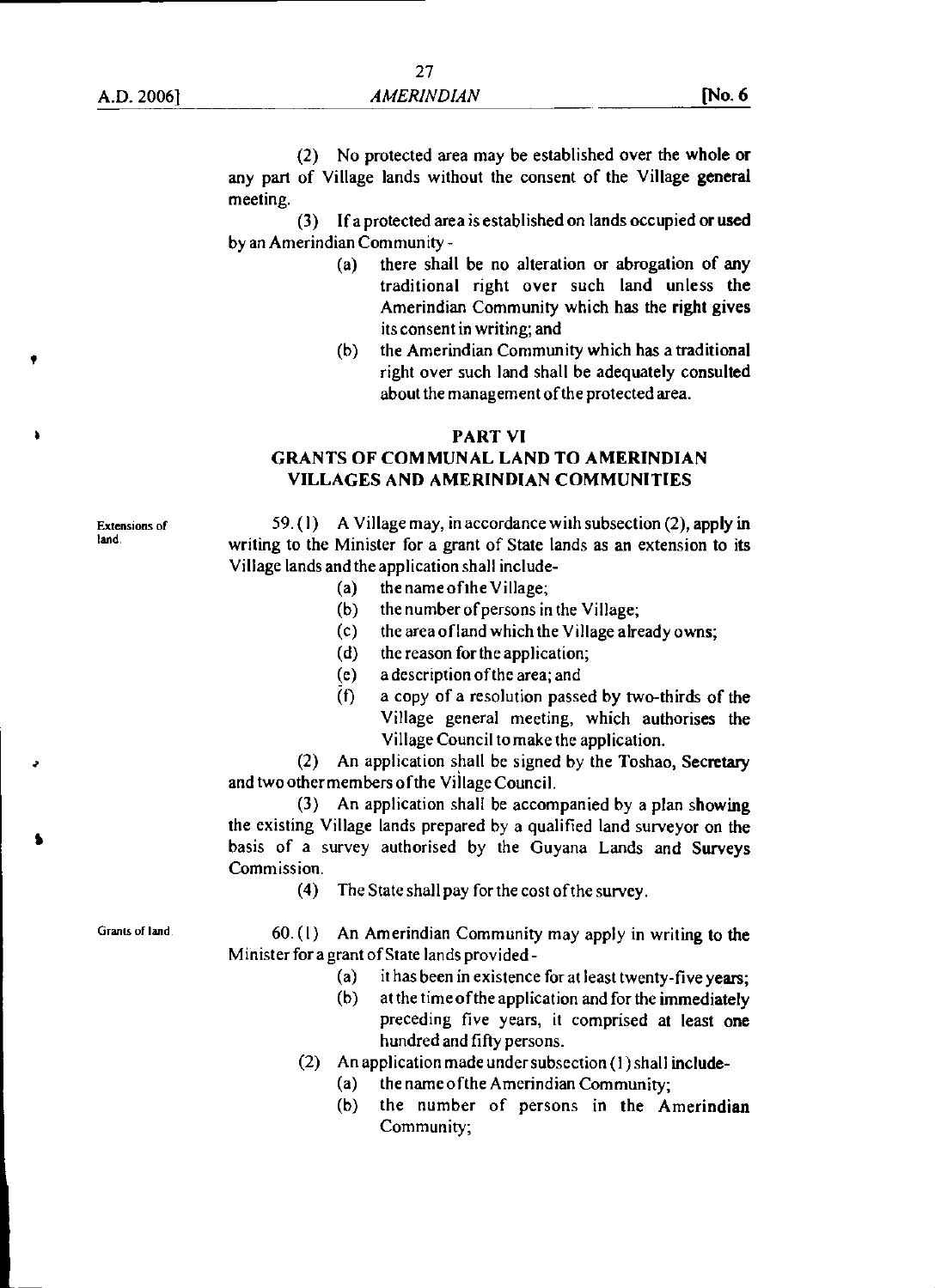(2) No protected area may be established over the whole or any part of Village lands without the consent of the Village general meeting.

(3) If a protected area is established on lands occupied or used by an Amerindian Community -

- (a) there shall be no alteration or abrogation of any traditional right over such land unless the Amerindian Community which has the right gives its consent in writing; and
- (b) the Amerindian Community which has a traditional right over such land shall be adequately consulted about the management of the protected area.

## PART VI
## GRANTS OF COMMUNAL LAND TO AMERINDIAN VILLAGES AND AMERINDIAN COMMUNITIES

Extensions of land.

59. (1) A Village may, in accordance with subsection (2), apply in writing to the Minister for a grant of State lands as an extension to its Village lands and the application shall include-

- (a) the name of the Village;
- (b) the number of persons in the Village;
- (c) the area of land which the Village already owns;
- (d) the reason for the application;
- (e) a description of the area; and
- (f) a copy of a resolution passed by two-thirds of the Village general meeting, which authorises the Village Council to make the application.

(2) An application shall be signed by the Toshao, Secretary and two other members of the Village Council.

(3) An application shall be accompanied by a plan showing the existing Village lands prepared by a qualified land surveyor on the basis of a survey authorised by the Guyana Lands and Surveys Commission.

(4) The State shall pay for the cost of the survey.

Grants of land.

60. (1) An Amerindian Community may apply in writing to the Minister for a grant of State lands provided -

- (a) it has been in existence for at least twenty-five years;
- (b) at the time of the application and for the immediately preceding five years, it comprised at least one hundred and fifty persons.

(2) An application made under subsection (1) shall include-

- (a) the name of the Amerindian Community;
- (b) the number of persons in the Amerindian Community;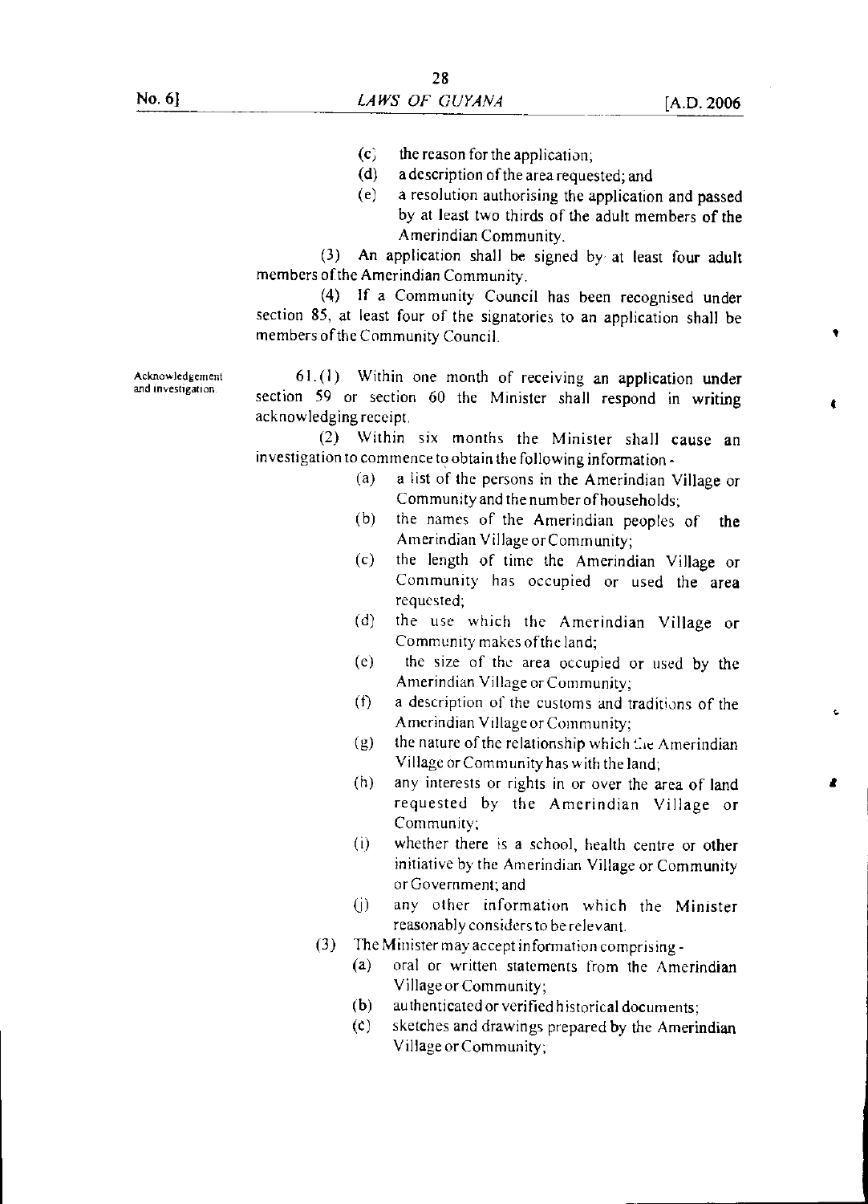(c) the reason for the application;

(d) a description of the area requested; and

(e) a resolution authorising the application and passed by at least two thirds of the adult members of the Amerindian Community.

(3) An application shall be signed by at least four adult members of the Amerindian Community.

(4) If a Community Council has been recognised under section 85, at least four of the signatories to an application shall be members of the Community Council.

Acknowledgement and investigation.

61. (1) Within one month of receiving an application under section 59 or section 60 the Minister shall respond in writing acknowledging receipt.

(2) Within six months the Minister shall cause an investigation to commence to obtain the following information -

(a) a list of the persons in the Amerindian Village or Community and the number of households;

(b) the names of the Amerindian peoples of the Amerindian Village or Community;

(c) the length of time the Amerindian Village or Community has occupied or used the area requested;

(d) the use which the Amerindian Village or Community makes of the land;

(e) the size of the area occupied or used by the Amerindian Village or Community;

(f) a description of the customs and traditions of the Amerindian Village or Community;

(g) the nature of the relationship which the Amerindian Village or Community has with the land;

(h) any interests or rights in or over the area of land requested by the Amerindian Village or Community;

(i) whether there is a school, health centre or other initiative by the Amerindian Village or Community or Government; and

(j) any other information which the Minister reasonably considers to be relevant.

(3) The Minister may accept information comprising -

(a) oral or written statements from the Amerindian Village or Community;

(b) authenticated or verified historical documents;

(c) sketches and drawings prepared by the Amerindian Village or Community;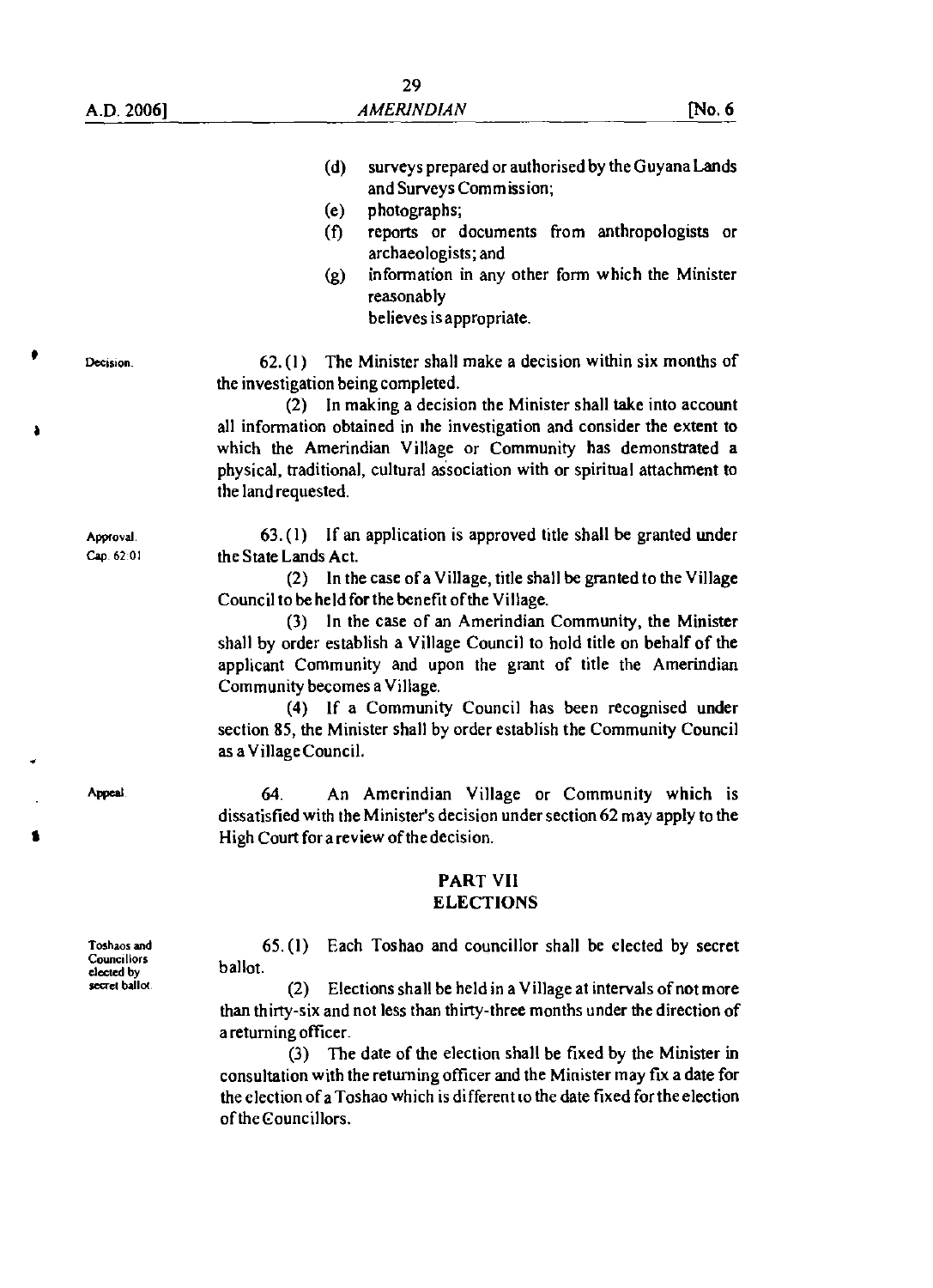(d) surveys prepared or authorised by the Guyana Lands and Surveys Commission;

(e) photographs;

(f) reports or documents from anthropologists or archaeologists; and

(g) information in any other form which the Minister reasonably believes is appropriate.

Decision.

62. (1) The Minister shall make a decision within six months of the investigation being completed.

(2) In making a decision the Minister shall take into account all information obtained in the investigation and consider the extent to which the Amerindian Village or Community has demonstrated a physical, traditional, cultural association with or spiritual attachment to the land requested.

Approval. Cap. 62:01

63. (1) If an application is approved title shall be granted under the State Lands Act.

(2) In the case of a Village, title shall be granted to the Village Council to be held for the benefit of the Village.

(3) In the case of an Amerindian Community, the Minister shall by order establish a Village Council to hold title on behalf of the applicant Community and upon the grant of title the Amerindian Community becomes a Village.

(4) If a Community Council has been recognised under section 85, the Minister shall by order establish the Community Council as a Village Council.

Appeal.

64. An Amerindian Village or Community which is dissatisfied with the Minister's decision under section 62 may apply to the High Court for a review of the decision.

## PART VII
## ELECTIONS

Toshaos and Councillors elected by secret ballot.

65. (1) Each Toshao and councillor shall be elected by secret ballot.

(2) Elections shall be held in a Village at intervals of not more than thirty-six and not less than thirty-three months under the direction of a returning officer.

(3) The date of the election shall be fixed by the Minister in consultation with the returning officer and the Minister may fix a date for the election of a Toshao which is different to the date fixed for the election of the Councillors.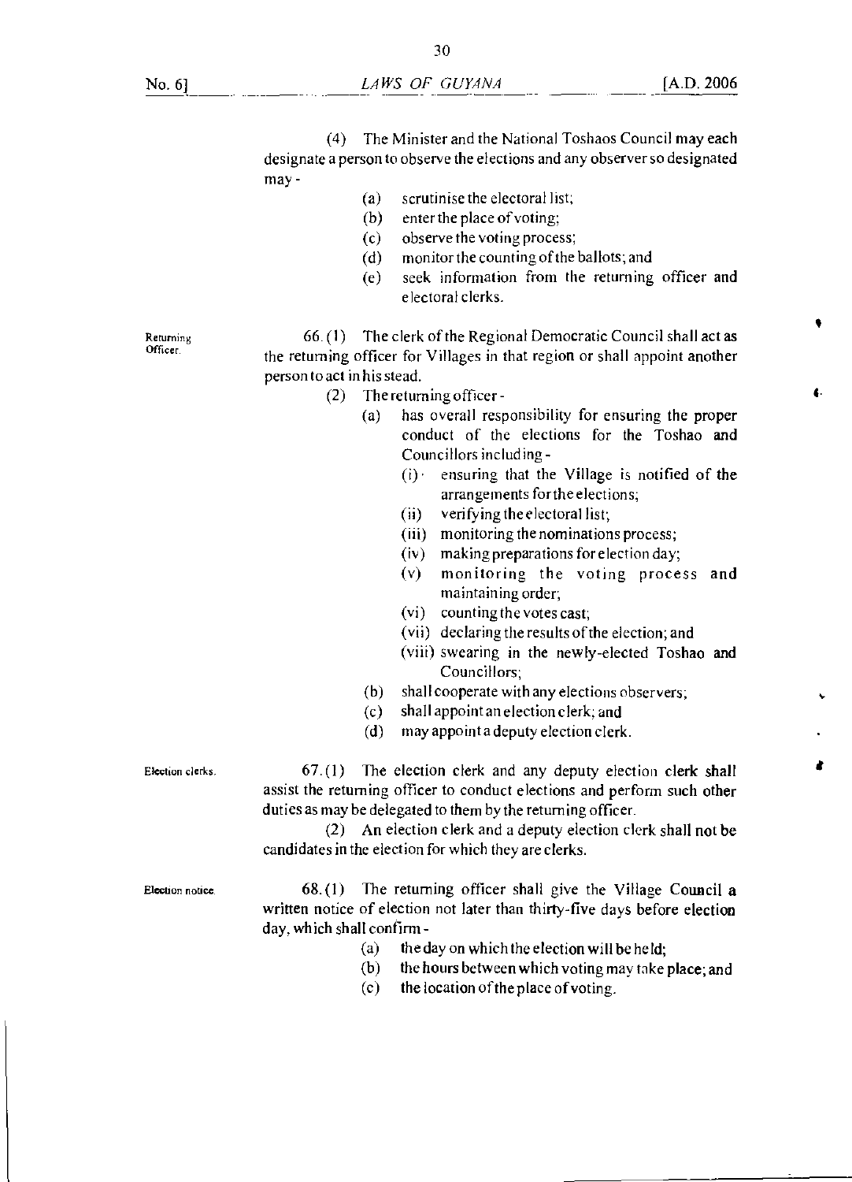(4) The Minister and the National Toshaos Council may each designate a person to observe the elections and any observer so designated may -

- (a) scrutinise the electoral list;
- (b) enter the place of voting;
- (c) observe the voting process;
- (d) monitor the counting of the ballots; and
- (e) seek information from the returning officer and electoral clerks.

Returning Officer.

66. (1) The clerk of the Regional Democratic Council shall act as the returning officer for Villages in that region or shall appoint another person to act in his stead.

(2) The returning officer -

- (a) has overall responsibility for ensuring the proper conduct of the elections for the Toshao and Councillors including -
  - (i) ensuring that the Village is notified of the arrangements for the elections;
  - (ii) verifying the electoral list;
  - (iii) monitoring the nominations process;
  - (iv) making preparations for election day;
  - (v) monitoring the voting process and maintaining order;
  - (vi) counting the votes cast;
  - (vii) declaring the results of the election; and
  - (viii) swearing in the newly-elected Toshao and Councillors;
- (b) shall cooperate with any elections observers;
- (c) shall appoint an election clerk; and
- (d) may appoint a deputy election clerk.

Election clerks.

67. (1) The election clerk and any deputy election clerk shall assist the returning officer to conduct elections and perform such other duties as may be delegated to them by the returning officer.

(2) An election clerk and a deputy election clerk shall not be candidates in the election for which they are clerks.

Election notice.

68. (1) The returning officer shall give the Village Council a written notice of election not later than thirty-five days before election day, which shall confirm -

- (a) the day on which the election will be held;
- (b) the hours between which voting may take place; and
- (c) the location of the place of voting.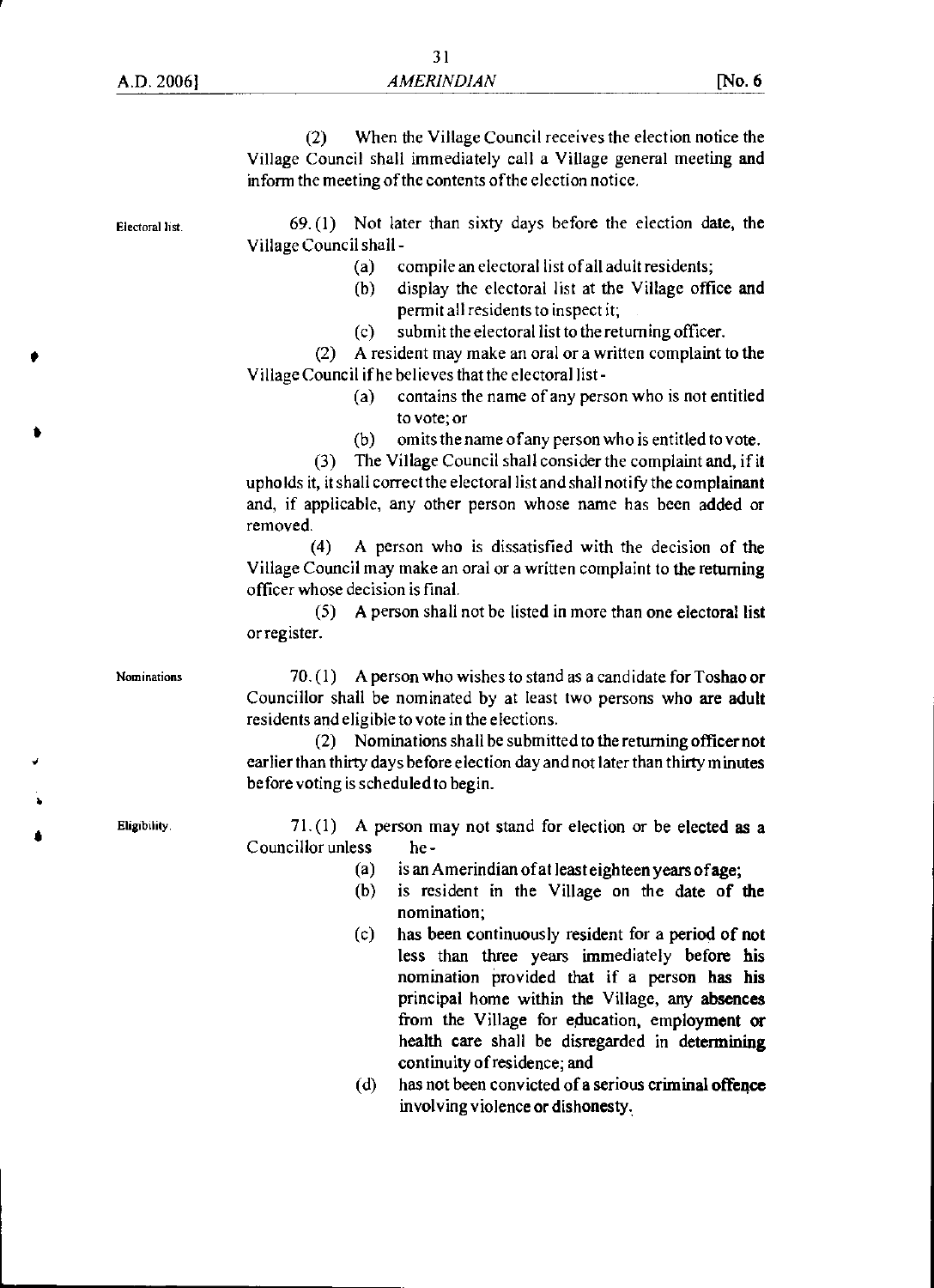(2) When the Village Council receives the election notice the Village Council shall immediately call a Village general meeting and inform the meeting of the contents of the election notice.

Electoral list.

69. (1) Not later than sixty days before the election date, the Village Council shall -

(a) compile an electoral list of all adult residents;

(b) display the electoral list at the Village office and permit all residents to inspect it;

(c) submit the electoral list to the returning officer.

(2) A resident may make an oral or a written complaint to the Village Council if he believes that the electoral list -

(a) contains the name of any person who is not entitled to vote; or

(b) omits the name of any person who is entitled to vote.

(3) The Village Council shall consider the complaint and, if it upholds it, it shall correct the electoral list and shall notify the complainant and, if applicable, any other person whose name has been added or removed.

(4) A person who is dissatisfied with the decision of the Village Council may make an oral or a written complaint to the returning officer whose decision is final.

(5) A person shall not be listed in more than one electoral list or register.

Nominations

70. (1) A person who wishes to stand as a candidate for Toshao or Councillor shall be nominated by at least two persons who are adult residents and eligible to vote in the elections.

(2) Nominations shall be submitted to the returning officer not earlier than thirty days before election day and not later than thirty minutes before voting is scheduled to begin.

Eligibility.

71. (1) A person may not stand for election or be elected as a Councillor unless he -

(a) is an Amerindian of at least eighteen years of age;

(b) is resident in the Village on the date of the nomination;

(c) has been continuously resident for a period of not less than three years immediately before his nomination provided that if a person has his principal home within the Village, any absences from the Village for education, employment or health care shall be disregarded in determining continuity of residence; and

(d) has not been convicted of a serious criminal offence involving violence or dishonesty.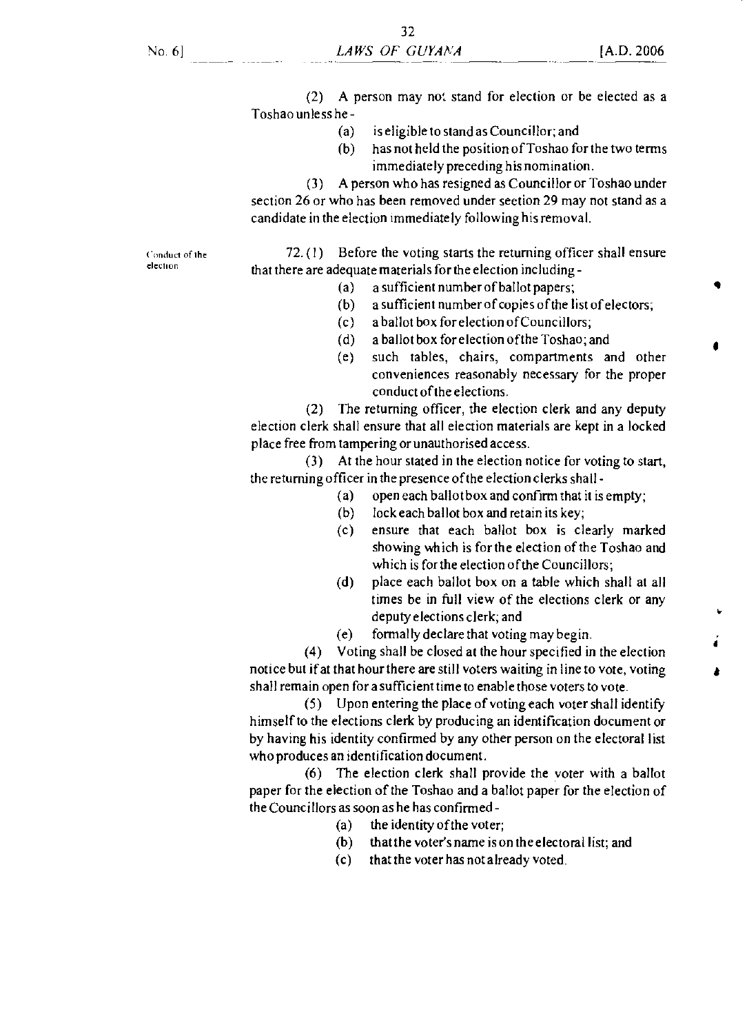(2) A person may not stand for election or be elected as a Toshao unless he -

(a) is eligible to stand as Councillor; and

(b) has not held the position of Toshao for the two terms immediately preceding his nomination.

(3) A person who has resigned as Councillor or Toshao under section 26 or who has been removed under section 29 may not stand as a candidate in the election immediately following his removal.

Conduct of the election

72. (1) Before the voting starts the returning officer shall ensure that there are adequate materials for the election including -

(a) a sufficient number of ballot papers;

(b) a sufficient number of copies of the list of electors;

(c) a ballot box for election of Councillors;

(d) a ballot box for election of the Toshao; and

(e) such tables, chairs, compartments and other conveniences reasonably necessary for the proper conduct of the elections.

(2) The returning officer, the election clerk and any deputy election clerk shall ensure that all election materials are kept in a locked place free from tampering or unauthorised access.

(3) At the hour stated in the election notice for voting to start, the returning officer in the presence of the election clerks shall -

(a) open each ballot box and confirm that it is empty;

(b) lock each ballot box and retain its key;

(c) ensure that each ballot box is clearly marked showing which is for the election of the Toshao and which is for the election of the Councillors;

(d) place each ballot box on a table which shall at all times be in full view of the elections clerk or any deputy elections clerk; and

(e) formally declare that voting may begin.

(4) Voting shall be closed at the hour specified in the election notice but if at that hour there are still voters waiting in line to vote, voting shall remain open for a sufficient time to enable those voters to vote.

(5) Upon entering the place of voting each voter shall identify himself to the elections clerk by producing an identification document or by having his identity confirmed by any other person on the electoral list who produces an identification document.

(6) The election clerk shall provide the voter with a ballot paper for the election of the Toshao and a ballot paper for the election of the Councillors as soon as he has confirmed -

(a) the identity of the voter;

(b) that the voter's name is on the electoral list; and

(c) that the voter has not already voted.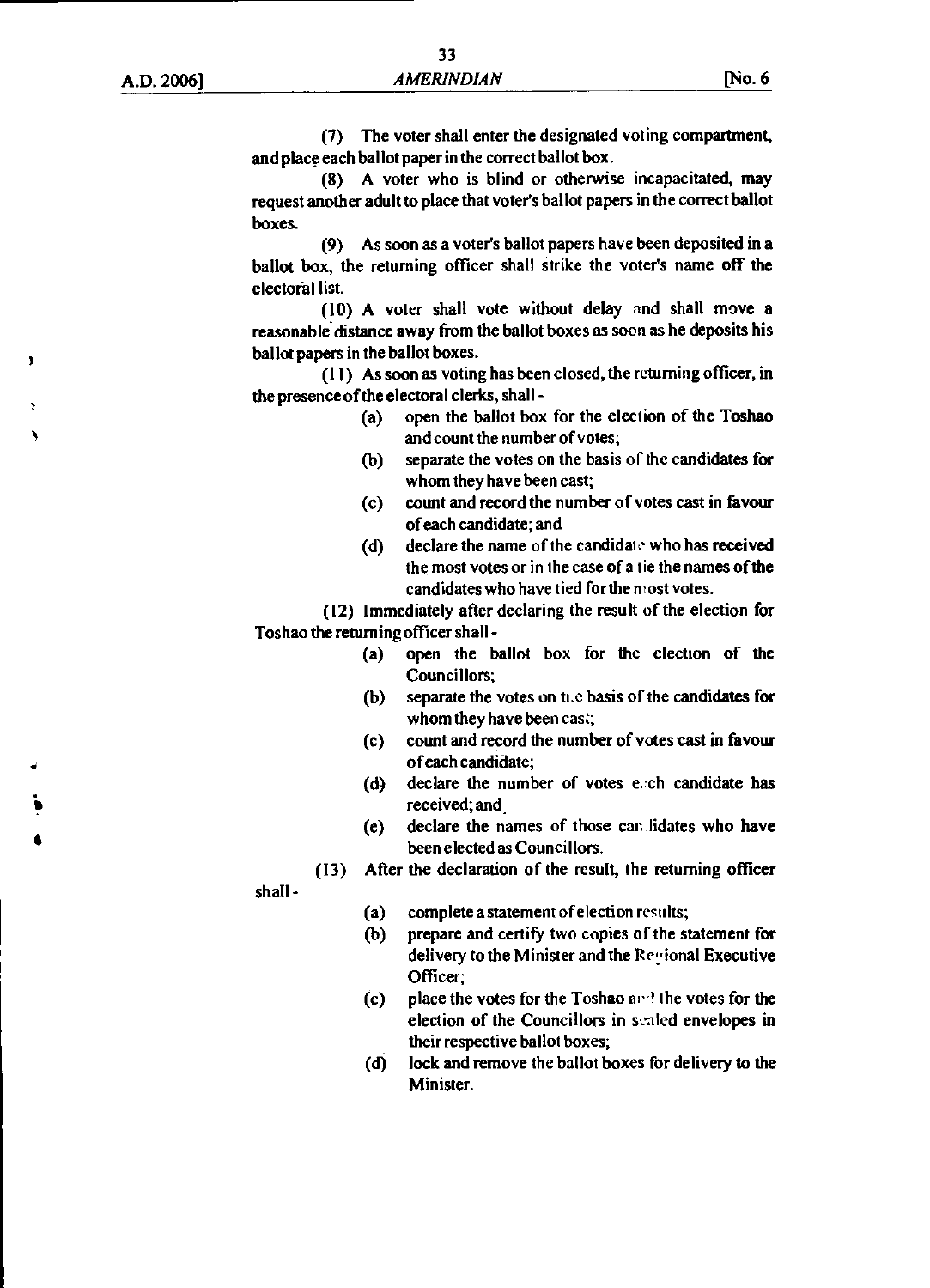(7) The voter shall enter the designated voting compartment, and place each ballot paper in the correct ballot box.

(8) A voter who is blind or otherwise incapacitated, may request another adult to place that voter's ballot papers in the correct ballot boxes.

(9) As soon as a voter's ballot papers have been deposited in a ballot box, the returning officer shall strike the voter's name off the electoral list.

(10) A voter shall vote without delay and shall move a reasonable distance away from the ballot boxes as soon as he deposits his ballot papers in the ballot boxes.

(11) As soon as voting has been closed, the returning officer, in the presence of the electoral clerks, shall -

- (a) open the ballot box for the election of the Toshao and count the number of votes;
- (b) separate the votes on the basis of the candidates for whom they have been cast;
- (c) count and record the number of votes cast in favour of each candidate; and
- (d) declare the name of the candidate who has received the most votes or in the case of a tie the names of the candidates who have tied for the most votes.

(12) Immediately after declaring the result of the election for Toshao the returning officer shall -

- (a) open the ballot box for the election of the Councillors;
- (b) separate the votes on the basis of the candidates for whom they have been cast;
- (c) count and record the number of votes cast in favour of each candidate;
- (d) declare the number of votes each candidate has received; and
- (e) declare the names of those candidates who have been elected as Councillors.

(13) After the declaration of the result, the returning officer shall -

- (a) complete a statement of election results;
- (b) prepare and certify two copies of the statement for delivery to the Minister and the Regional Executive Officer;
- (c) place the votes for the Toshao and the votes for the election of the Councillors in sealed envelopes in their respective ballot boxes;
- (d) lock and remove the ballot boxes for delivery to the Minister.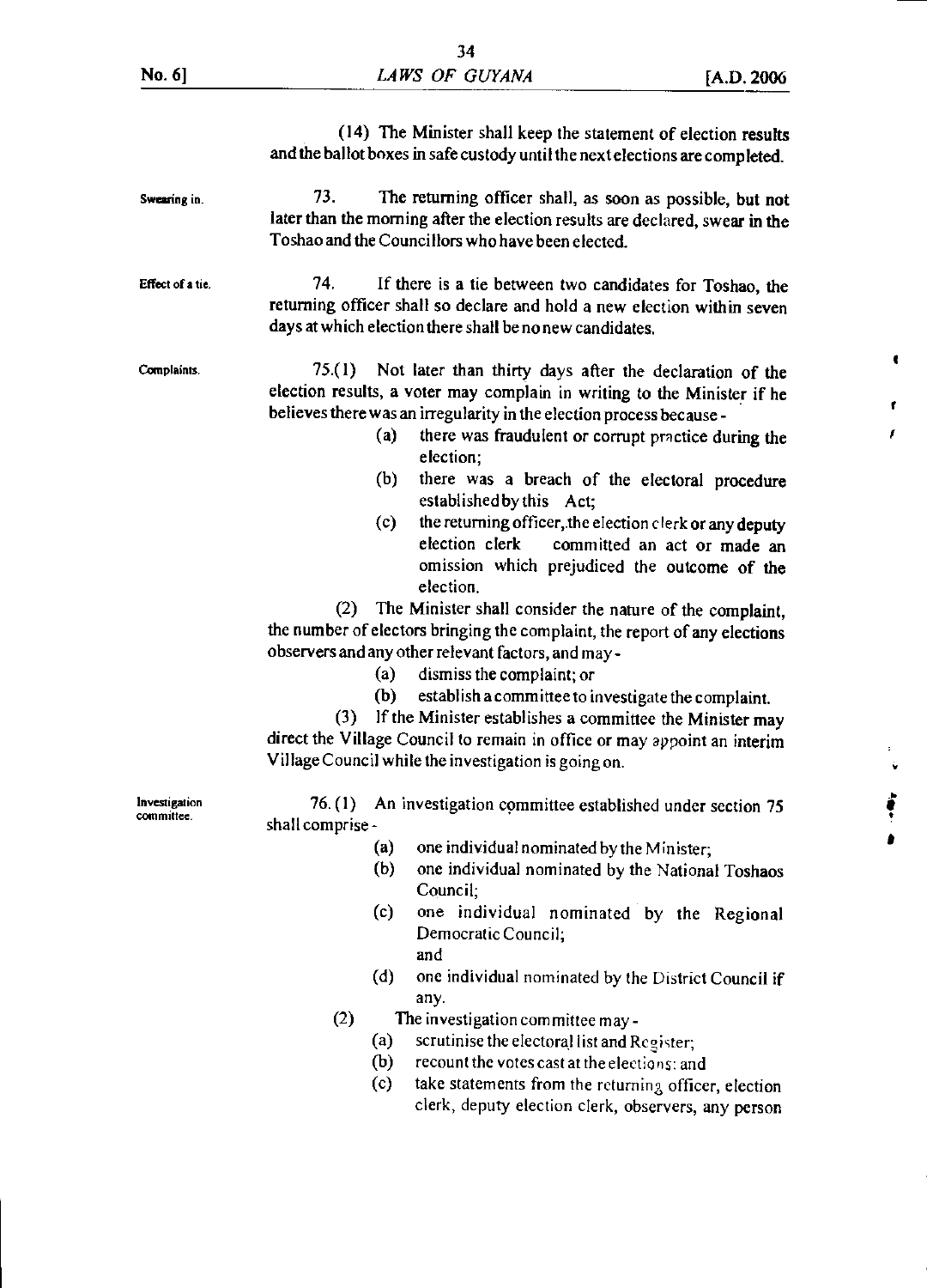(14) The Minister shall keep the statement of election results and the ballot boxes in safe custody until the next elections are completed.

Swearing in.

73. The returning officer shall, as soon as possible, but not later than the morning after the election results are declared, swear in the Toshao and the Councillors who have been elected.

Effect of a tie.

74. If there is a tie between two candidates for Toshao, the returning officer shall so declare and hold a new election within seven days at which election there shall be no new candidates.

Complaints.

75.(1) Not later than thirty days after the declaration of the election results, a voter may complain in writing to the Minister if he believes there was an irregularity in the election process because -

- (a) there was fraudulent or corrupt practice during the election;
- (b) there was a breach of the electoral procedure established by this Act;
- (c) the returning officer, the election clerk or any deputy election clerk committed an act or made an omission which prejudiced the outcome of the election.

(2) The Minister shall consider the nature of the complaint, the number of electors bringing the complaint, the report of any elections observers and any other relevant factors, and may -

- (a) dismiss the complaint; or
- (b) establish a committee to investigate the complaint.

(3) If the Minister establishes a committee the Minister may direct the Village Council to remain in office or may appoint an interim Village Council while the investigation is going on.

Investigation committee.

76. (1) An investigation committee established under section 75 shall comprise -

- (a) one individual nominated by the Minister;
- (b) one individual nominated by the National Toshaos Council;
- (c) one individual nominated by the Regional Democratic Council; and
- (d) one individual nominated by the District Council if any.

(2) The investigation committee may -

- (a) scrutinise the electoral list and Register;
- (b) recount the votes cast at the elections; and
- (c) take statements from the returning officer, election clerk, deputy election clerk, observers, any person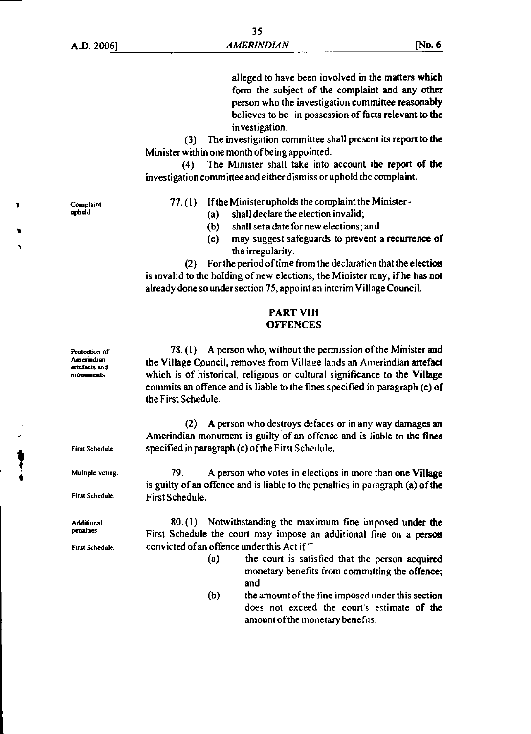alleged to have been involved in the matters which form the subject of the complaint and any other person who the investigation committee reasonably believes to be in possession of facts relevant to the investigation.

(3) The investigation committee shall present its report to the Minister within one month of being appointed.

(4) The Minister shall take into account the report of the investigation committee and either dismiss or uphold the complaint.

Complaint upheld.

77. (1) If the Minister upholds the complaint the Minister -

(a) shall declare the election invalid;

(b) shall set a date for new elections; and

(c) may suggest safeguards to prevent a recurrence of the irregularity.

(2) For the period of time from the declaration that the election is invalid to the holding of new elections, the Minister may, if he has not already done so under section 75, appoint an interim Village Council.

## PART VIII
## OFFENCES

Protection of Amerindian artefacts and monuments.

78. (1) A person who, without the permission of the Minister and the Village Council, removes from Village lands an Amerindian artefact which is of historical, religious or cultural significance to the Village commits an offence and is liable to the fines specified in paragraph (c) of the First Schedule.

First Schedule.

(2) A person who destroys defaces or in any way damages an Amerindian monument is guilty of an offence and is liable to the fines specified in paragraph (c) of the First Schedule.

Multiple voting.

First Schedule.

79. A person who votes in elections in more than one Village is guilty of an offence and is liable to the penalties in paragraph (a) of the First Schedule.

Additional penalties.

First Schedule.

80. (1) Notwithstanding the maximum fine imposed under the First Schedule the court may impose an additional fine on a person convicted of an offence under this Act if –

(a) the court is satisfied that the person acquired monetary benefits from committing the offence; and

(b) the amount of the fine imposed under this section does not exceed the court's estimate of the amount of the monetary benefits.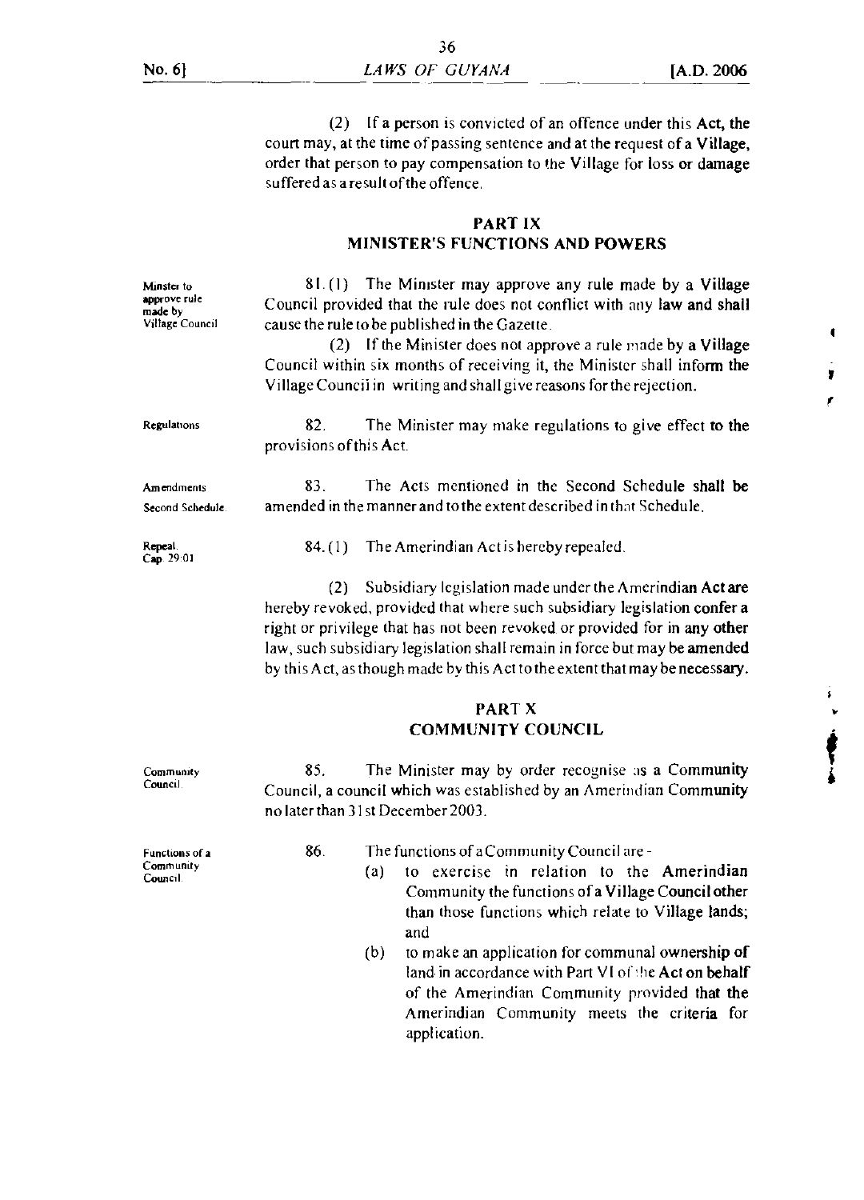(2) If a person is convicted of an offence under this Act, the court may, at the time of passing sentence and at the request of a Village, order that person to pay compensation to the Village for loss or damage suffered as a result of the offence.

## PART IX
## MINISTER'S FUNCTIONS AND POWERS

*Minster to approve rule made by Village Council*

81. (1) The Minister may approve any rule made by a Village Council provided that the rule does not conflict with any law and shall cause the rule to be published in the Gazette.

(2) If the Minister does not approve a rule made by a Village Council within six months of receiving it, the Minister shall inform the Village Council in writing and shall give reasons for the rejection.

*Regulations*

82. The Minister may make regulations to give effect to the provisions of this Act.

*Amendments Second Schedule.*

83. The Acts mentioned in the Second Schedule shall be amended in the manner and to the extent described in that Schedule.

*Repeal. Cap. 29:01*

84. (1) The Amerindian Act is hereby repealed.

(2) Subsidiary legislation made under the Amerindian Act are hereby revoked, provided that where such subsidiary legislation confer a right or privilege that has not been revoked or provided for in any other law, such subsidiary legislation shall remain in force but may be amended by this Act, as though made by this Act to the extent that may be necessary.

## PART X
## COMMUNITY COUNCIL

*Community Council.*

85. The Minister may by order recognise as a Community Council, a council which was established by an Amerindian Community no later than 31st December 2003.

*Functions of a Community Council.*

86. The functions of a Community Council are -

(a) to exercise in relation to the Amerindian Community the functions of a Village Council other than those functions which relate to Village lands; and

(b) to make an application for communal ownership of land in accordance with Part VI of the Act on behalf of the Amerindian Community provided that the Amerindian Community meets the criteria for application.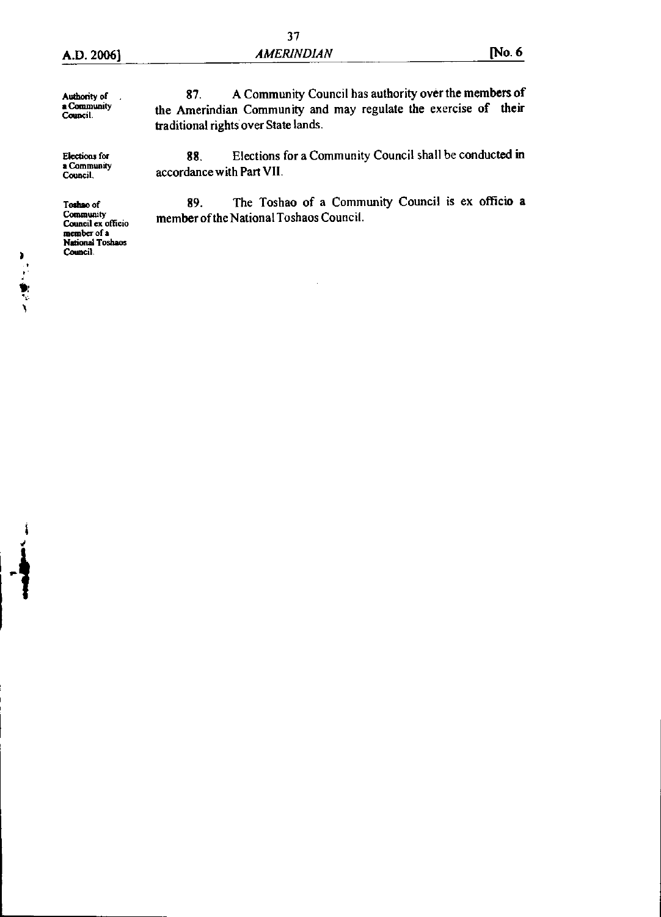**Authority of a Community Council.**

87. A Community Council has authority over the members of the Amerindian Community and may regulate the exercise of their traditional rights over State lands.

**Elections for a Community Council.**

88. Elections for a Community Council shall be conducted in accordance with Part VII.

**Toshao of Community Council ex officio member of a National Toshaos Council.**

89. The Toshao of a Community Council is ex officio a member of the National Toshaos Council.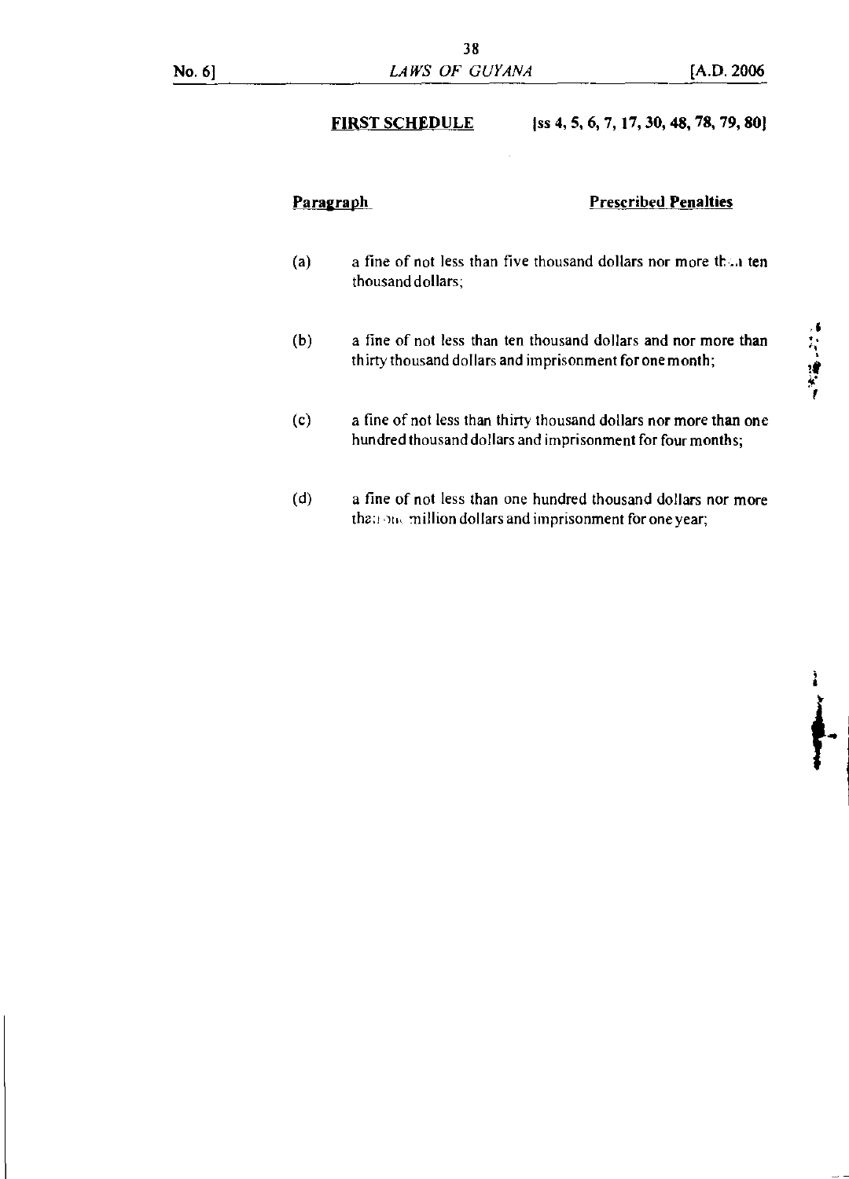**FIRST SCHEDULE** [ss 4, 5, 6, 7, 17, 30, 48, 78, 79, 80]

**Paragraph** **Prescribed Penalties**

(a) a fine of not less than five thousand dollars nor more than ten thousand dollars;

(b) a fine of not less than ten thousand dollars and nor more than thirty thousand dollars and imprisonment for one month;

(c) a fine of not less than thirty thousand dollars nor more than one hundred thousand dollars and imprisonment for four months;

(d) a fine of not less than one hundred thousand dollars nor more than one million dollars and imprisonment for one year;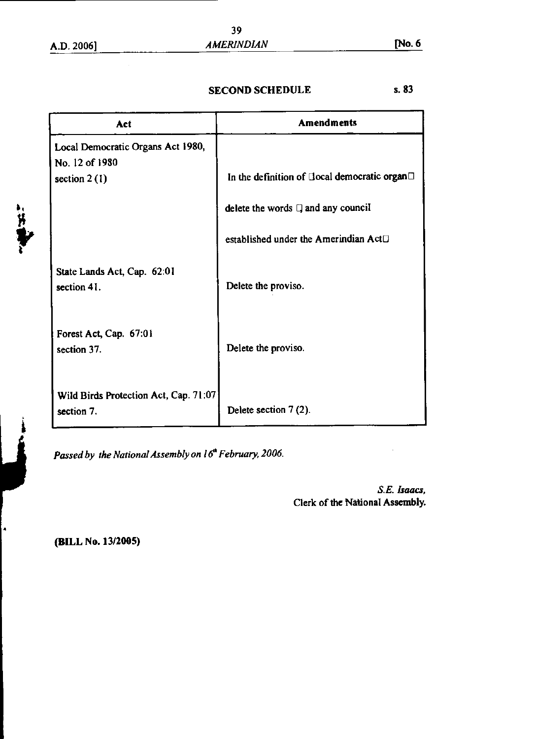## SECOND SCHEDULE

s. 83

| Act | Amendments |
|---|---|
| Local Democratic Organs Act 1980, No. 12 of 1980 section 2 (1) | In the definition of local democratic organ delete the words and any council established under the Amerindian Act |
| State Lands Act, Cap. 62:01 section 41. | Delete the proviso. |
| Forest Act, Cap. 67:01 section 37. | Delete the proviso. |
| Wild Birds Protection Act, Cap. 71:07 section 7. | Delete section 7 (2). |

*Passed by the National Assembly on 16th February, 2006.*

*S.E. Isaacs,*
Clerk of the National Assembly.

**(BILL No. 13/2005)**